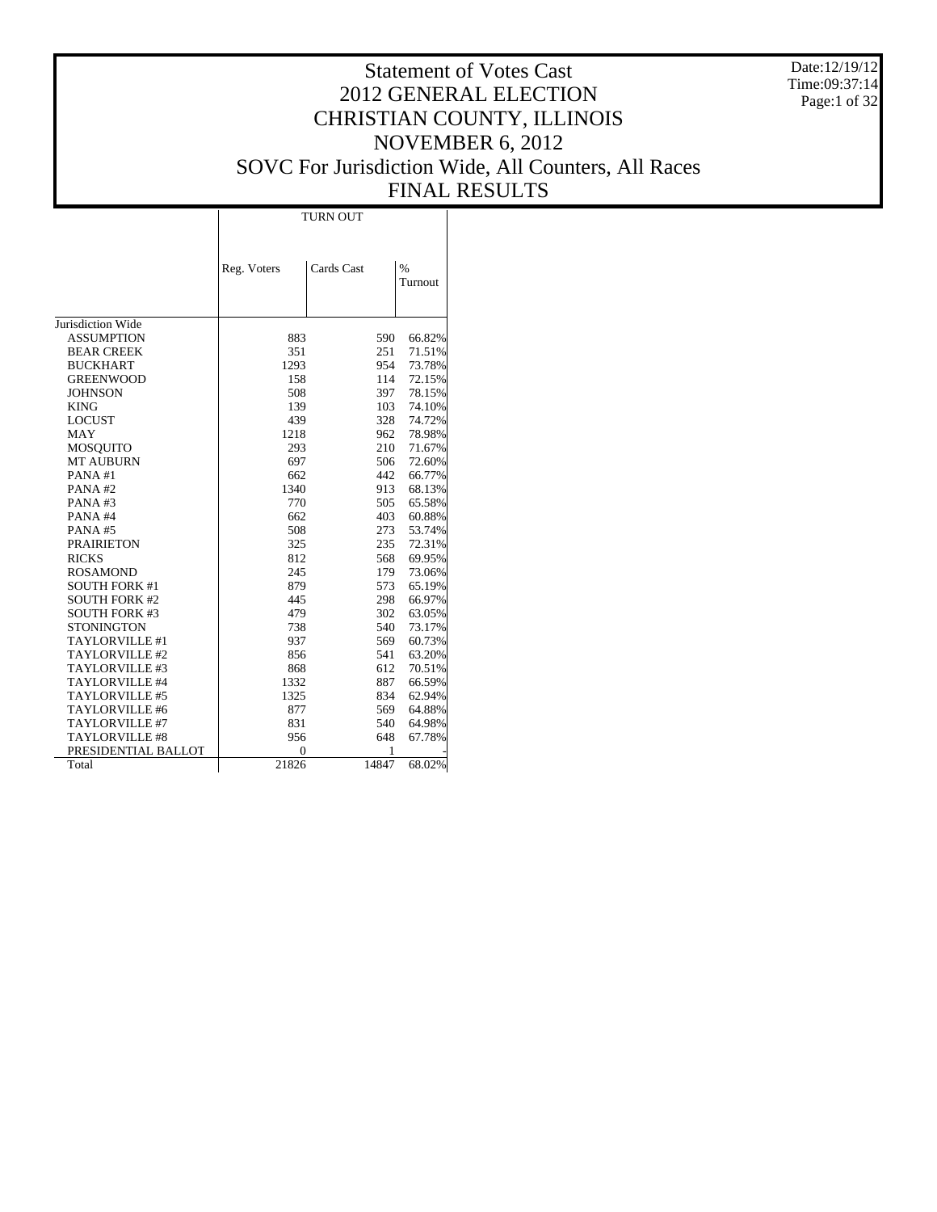# Statement of Votes Cast
# 2012 GENERAL ELECTION
# CHRISTIAN COUNTY, ILLINOIS
# NOVEMBER 6, 2012
# SOVC For Jurisdiction Wide, All Counters, All Races
# FINAL RESULTS

Date:12/19/12
Time:09:37:14

| | TURN OUT | | |
|---|---|---|---|
| | Reg. Voters | Cards Cast | % Turnout |
| Jurisdiction Wide | | | |
| ASSUMPTION | 883 | 590 | 66.82% |
| BEAR CREEK | 351 | 251 | 71.51% |
| BUCKHART | 1293 | 954 | 73.78% |
| GREENWOOD | 158 | 114 | 72.15% |
| JOHNSON | 508 | 397 | 78.15% |
| KING | 139 | 103 | 74.10% |
| LOCUST | 439 | 328 | 74.72% |
| MAY | 1218 | 962 | 78.98% |
| MOSQUITO | 293 | 210 | 71.67% |
| MT AUBURN | 697 | 506 | 72.60% |
| PANA #1 | 662 | 442 | 66.77% |
| PANA #2 | 1340 | 913 | 68.13% |
| PANA #3 | 770 | 505 | 65.58% |
| PANA #4 | 662 | 403 | 60.88% |
| PANA #5 | 508 | 273 | 53.74% |
| PRAIRIETON | 325 | 235 | 72.31% |
| RICKS | 812 | 568 | 69.95% |
| ROSAMOND | 245 | 179 | 73.06% |
| SOUTH FORK #1 | 879 | 573 | 65.19% |
| SOUTH FORK #2 | 445 | 298 | 66.97% |
| SOUTH FORK #3 | 479 | 302 | 63.05% |
| STONINGTON | 738 | 540 | 73.17% |
| TAYLORVILLE #1 | 937 | 569 | 60.73% |
| TAYLORVILLE #2 | 856 | 541 | 63.20% |
| TAYLORVILLE #3 | 868 | 612 | 70.51% |
| TAYLORVILLE #4 | 1332 | 887 | 66.59% |
| TAYLORVILLE #5 | 1325 | 834 | 62.94% |
| TAYLORVILLE #6 | 877 | 569 | 64.88% |
| TAYLORVILLE #7 | 831 | 540 | 64.98% |
| TAYLORVILLE #8 | 956 | 648 | 67.78% |
| PRESIDENTIAL BALLOT | 0 | 1 | - |
| Total | 21826 | 14847 | 68.02% |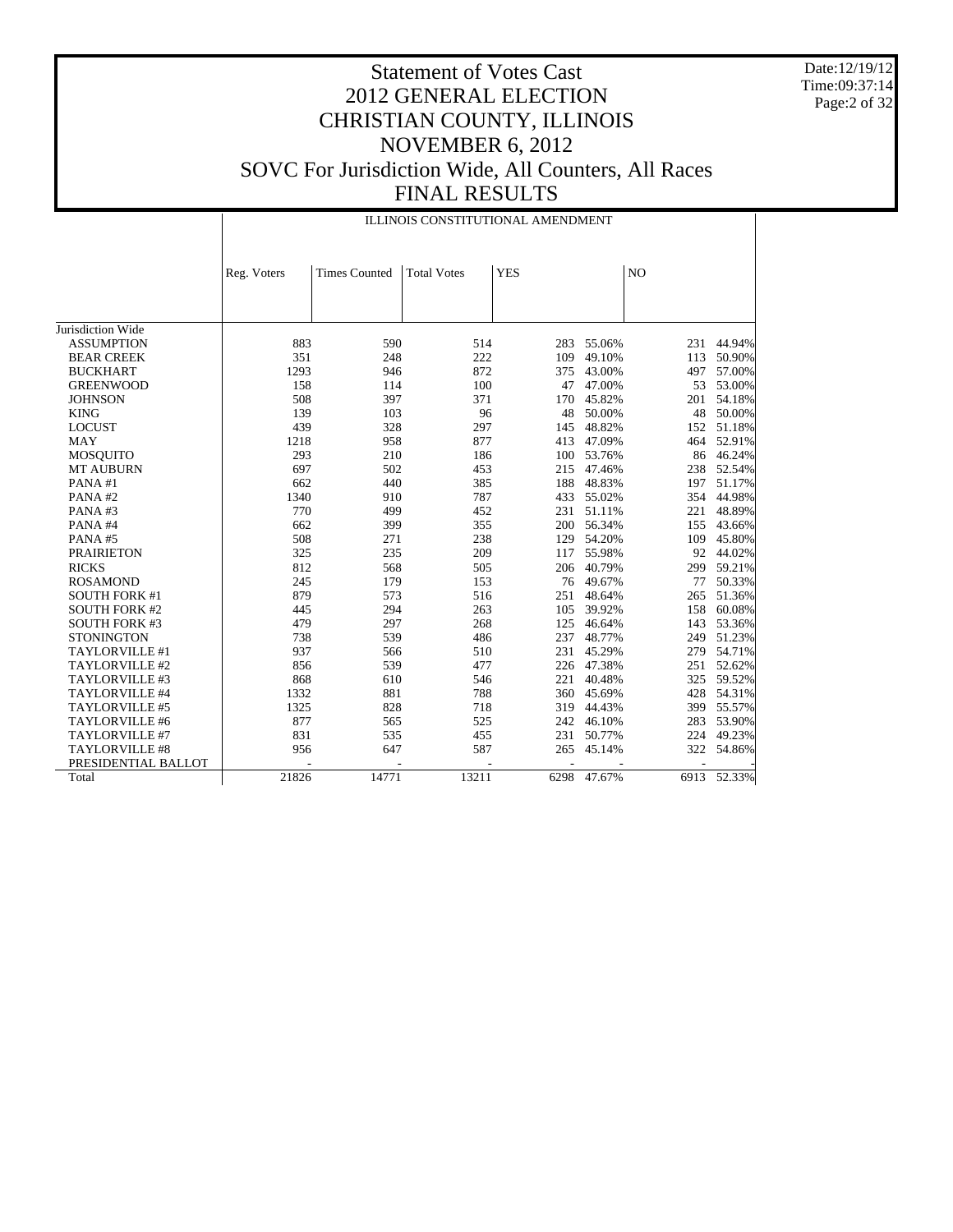# Statement of Votes Cast
# 2012 GENERAL ELECTION
# CHRISTIAN COUNTY, ILLINOIS
# NOVEMBER 6, 2012
# SOVC For Jurisdiction Wide, All Counters, All Races
# FINAL RESULTS

Date:12/19/12
Time:09:37:14

| | ILLINOIS CONSTITUTIONAL AMENDMENT | | | | | | |
|---|---|---|---|---|---|---|---|
| | Reg. Voters | Times Counted | Total Votes | YES | | NO | |
| Jurisdiction Wide | | | | | | | |
| ASSUMPTION | 883 | 590 | 514 | 283 | 55.06% | 231 | 44.94% |
| BEAR CREEK | 351 | 248 | 222 | 109 | 49.10% | 113 | 50.90% |
| BUCKHART | 1293 | 946 | 872 | 375 | 43.00% | 497 | 57.00% |
| GREENWOOD | 158 | 114 | 100 | 47 | 47.00% | 53 | 53.00% |
| JOHNSON | 508 | 397 | 371 | 170 | 45.82% | 201 | 54.18% |
| KING | 139 | 103 | 96 | 48 | 50.00% | 48 | 50.00% |
| LOCUST | 439 | 328 | 297 | 145 | 48.82% | 152 | 51.18% |
| MAY | 1218 | 958 | 877 | 413 | 47.09% | 464 | 52.91% |
| MOSQUITO | 293 | 210 | 186 | 100 | 53.76% | 86 | 46.24% |
| MT AUBURN | 697 | 502 | 453 | 215 | 47.46% | 238 | 52.54% |
| PANA #1 | 662 | 440 | 385 | 188 | 48.83% | 197 | 51.17% |
| PANA #2 | 1340 | 910 | 787 | 433 | 55.02% | 354 | 44.98% |
| PANA #3 | 770 | 499 | 452 | 231 | 51.11% | 221 | 48.89% |
| PANA #4 | 662 | 399 | 355 | 200 | 56.34% | 155 | 43.66% |
| PANA #5 | 508 | 271 | 238 | 129 | 54.20% | 109 | 45.80% |
| PRAIRIETON | 325 | 235 | 209 | 117 | 55.98% | 92 | 44.02% |
| RICKS | 812 | 568 | 505 | 206 | 40.79% | 299 | 59.21% |
| ROSAMOND | 245 | 179 | 153 | 76 | 49.67% | 77 | 50.33% |
| SOUTH FORK #1 | 879 | 573 | 516 | 251 | 48.64% | 265 | 51.36% |
| SOUTH FORK #2 | 445 | 294 | 263 | 105 | 39.92% | 158 | 60.08% |
| SOUTH FORK #3 | 479 | 297 | 268 | 125 | 46.64% | 143 | 53.36% |
| STONINGTON | 738 | 539 | 486 | 237 | 48.77% | 249 | 51.23% |
| TAYLORVILLE #1 | 937 | 566 | 510 | 231 | 45.29% | 279 | 54.71% |
| TAYLORVILLE #2 | 856 | 539 | 477 | 226 | 47.38% | 251 | 52.62% |
| TAYLORVILLE #3 | 868 | 610 | 546 | 221 | 40.48% | 325 | 59.52% |
| TAYLORVILLE #4 | 1332 | 881 | 788 | 360 | 45.69% | 428 | 54.31% |
| TAYLORVILLE #5 | 1325 | 828 | 718 | 319 | 44.43% | 399 | 55.57% |
| TAYLORVILLE #6 | 877 | 565 | 525 | 242 | 46.10% | 283 | 53.90% |
| TAYLORVILLE #7 | 831 | 535 | 455 | 231 | 50.77% | 224 | 49.23% |
| TAYLORVILLE #8 | 956 | 647 | 587 | 265 | 45.14% | 322 | 54.86% |
| PRESIDENTIAL BALLOT | - | - | - | - | - | - | - |
| Total | 21826 | 14771 | 13211 | 6298 | 47.67% | 6913 | 52.33% |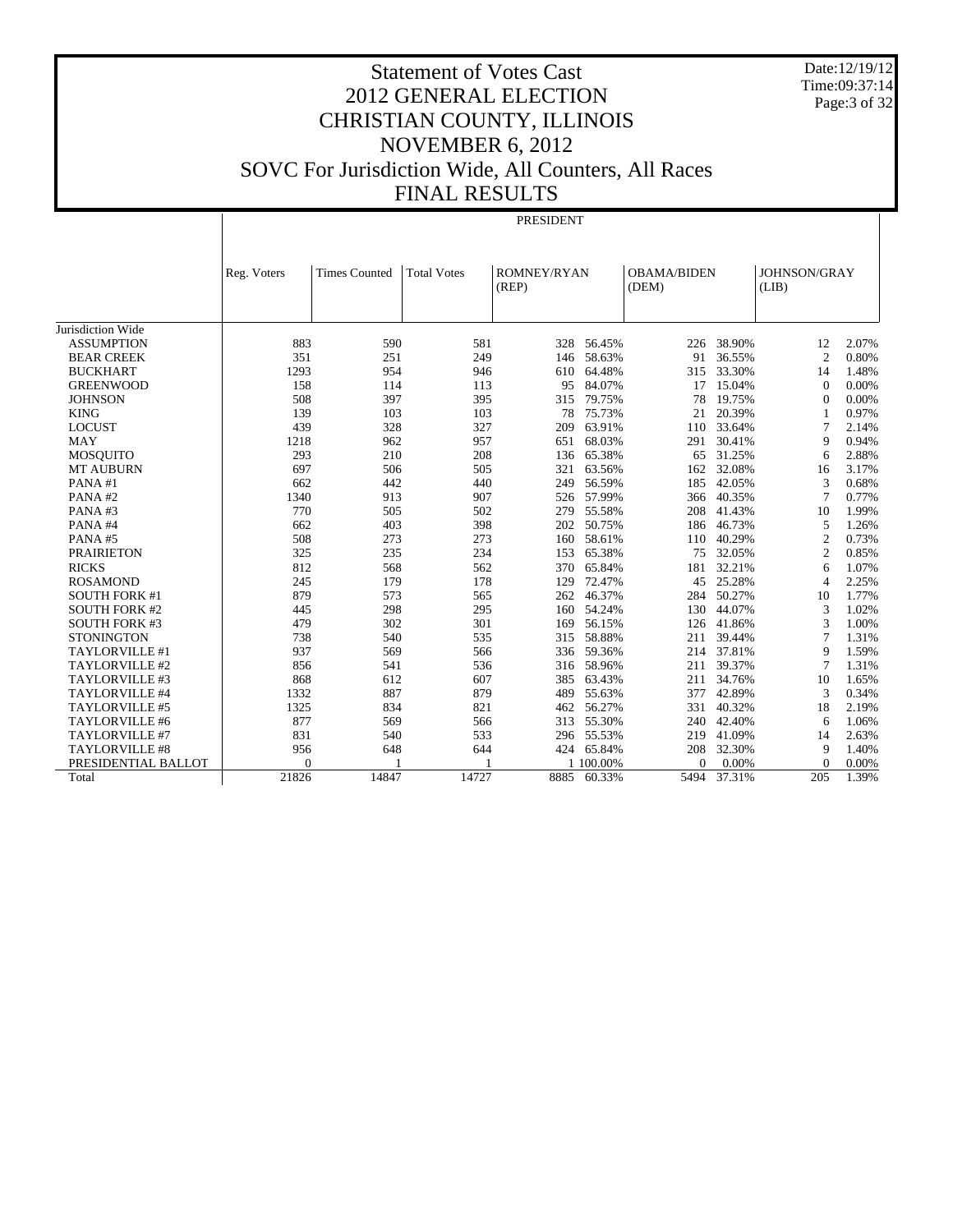# Statement of Votes Cast
## 2012 GENERAL ELECTION
## CHRISTIAN COUNTY, ILLINOIS
## NOVEMBER 6, 2012
## SOVC For Jurisdiction Wide, All Counters, All Races
## FINAL RESULTS

Date:12/19/12
Time:09:37:14

| | PRESIDENT | | | | | | | | |
|---|---|---|---|---|---|---|---|---|---|
| | Reg. Voters | Times Counted | Total Votes | ROMNEY/RYAN (REP) | | OBAMA/BIDEN (DEM) | | JOHNSON/GRAY (LIB) | |
| Jurisdiction Wide | | | | | | | | | |
| ASSUMPTION | 883 | 590 | 581 | 328 | 56.45% | 226 | 38.90% | 12 | 2.07% |
| BEAR CREEK | 351 | 251 | 249 | 146 | 58.63% | 91 | 36.55% | 2 | 0.80% |
| BUCKHART | 1293 | 954 | 946 | 610 | 64.48% | 315 | 33.30% | 14 | 1.48% |
| GREENWOOD | 158 | 114 | 113 | 95 | 84.07% | 17 | 15.04% | 0 | 0.00% |
| JOHNSON | 508 | 397 | 395 | 315 | 79.75% | 78 | 19.75% | 0 | 0.00% |
| KING | 139 | 103 | 103 | 78 | 75.73% | 21 | 20.39% | 1 | 0.97% |
| LOCUST | 439 | 328 | 327 | 209 | 63.91% | 110 | 33.64% | 7 | 2.14% |
| MAY | 1218 | 962 | 957 | 651 | 68.03% | 291 | 30.41% | 9 | 0.94% |
| MOSQUITO | 293 | 210 | 208 | 136 | 65.38% | 65 | 31.25% | 6 | 2.88% |
| MT AUBURN | 697 | 506 | 505 | 321 | 63.56% | 162 | 32.08% | 16 | 3.17% |
| PANA #1 | 662 | 442 | 440 | 249 | 56.59% | 185 | 42.05% | 3 | 0.68% |
| PANA #2 | 1340 | 913 | 907 | 526 | 57.99% | 366 | 40.35% | 7 | 0.77% |
| PANA #3 | 770 | 505 | 502 | 279 | 55.58% | 208 | 41.43% | 10 | 1.99% |
| PANA #4 | 662 | 403 | 398 | 202 | 50.75% | 186 | 46.73% | 5 | 1.26% |
| PANA #5 | 508 | 273 | 273 | 160 | 58.61% | 110 | 40.29% | 2 | 0.73% |
| PRAIRIETON | 325 | 235 | 234 | 153 | 65.38% | 75 | 32.05% | 2 | 0.85% |
| RICKS | 812 | 568 | 562 | 370 | 65.84% | 181 | 32.21% | 6 | 1.07% |
| ROSAMOND | 245 | 179 | 178 | 129 | 72.47% | 45 | 25.28% | 4 | 2.25% |
| SOUTH FORK #1 | 879 | 573 | 565 | 262 | 46.37% | 284 | 50.27% | 10 | 1.77% |
| SOUTH FORK #2 | 445 | 298 | 295 | 160 | 54.24% | 130 | 44.07% | 3 | 1.02% |
| SOUTH FORK #3 | 479 | 302 | 301 | 169 | 56.15% | 126 | 41.86% | 3 | 1.00% |
| STONINGTON | 738 | 540 | 535 | 315 | 58.88% | 211 | 39.44% | 7 | 1.31% |
| TAYLORVILLE #1 | 937 | 569 | 566 | 336 | 59.36% | 214 | 37.81% | 9 | 1.59% |
| TAYLORVILLE #2 | 856 | 541 | 536 | 316 | 58.96% | 211 | 39.37% | 7 | 1.31% |
| TAYLORVILLE #3 | 868 | 612 | 607 | 385 | 63.43% | 211 | 34.76% | 10 | 1.65% |
| TAYLORVILLE #4 | 1332 | 887 | 879 | 489 | 55.63% | 377 | 42.89% | 3 | 0.34% |
| TAYLORVILLE #5 | 1325 | 834 | 821 | 462 | 56.27% | 331 | 40.32% | 18 | 2.19% |
| TAYLORVILLE #6 | 877 | 569 | 566 | 313 | 55.30% | 240 | 42.40% | 6 | 1.06% |
| TAYLORVILLE #7 | 831 | 540 | 533 | 296 | 55.53% | 219 | 41.09% | 14 | 2.63% |
| TAYLORVILLE #8 | 956 | 648 | 644 | 424 | 65.84% | 208 | 32.30% | 9 | 1.40% |
| PRESIDENTIAL BALLOT | 0 | 1 | 1 | 1 | 100.00% | 0 | 0.00% | 0 | 0.00% |
| Total | 21826 | 14847 | 14727 | 8885 | 60.33% | 5494 | 37.31% | 205 | 1.39% |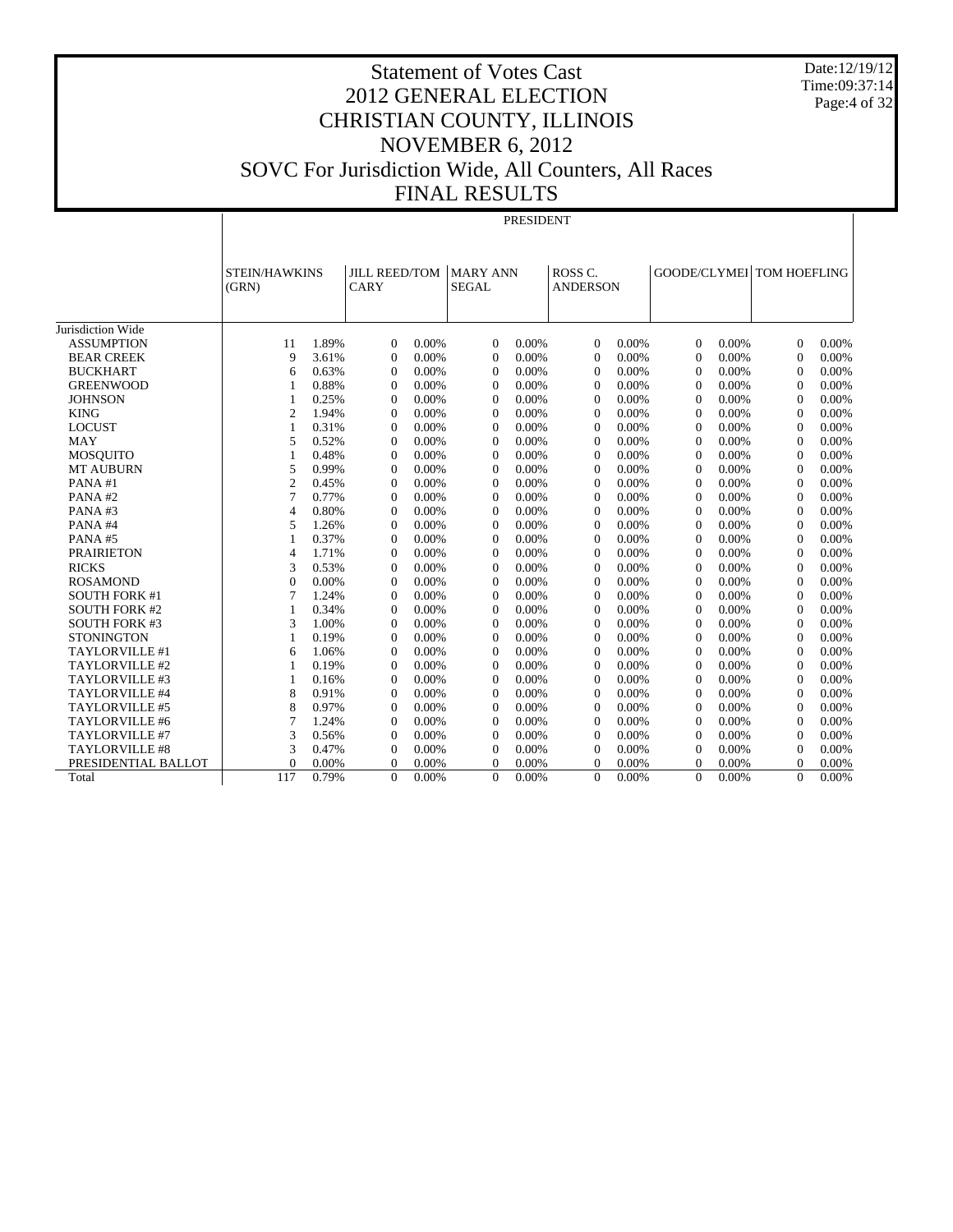# Statement of Votes Cast
# 2012 GENERAL ELECTION
# CHRISTIAN COUNTY, ILLINOIS
# NOVEMBER 6, 2012
# SOVC For Jurisdiction Wide, All Counters, All Races
# FINAL RESULTS

Date:12/19/12
Time:09:37:14

| | PRESIDENT | | | | | | | | | | | |
|---|---|---|---|---|---|---|---|---|---|---|---|---|
| | STEIN/HAWKINS (GRN) | | JILL REED/TOM CARY | | MARY ANN SEGAL | | ROSS C. ANDERSON | | GOODE/CLYMEI | | TOM HOEFLING | |
| Jurisdiction Wide | | | | | | | | | | | | |
| ASSUMPTION | 11 | 1.89% | 0 | 0.00% | 0 | 0.00% | 0 | 0.00% | 0 | 0.00% | 0 | 0.00% |
| BEAR CREEK | 9 | 3.61% | 0 | 0.00% | 0 | 0.00% | 0 | 0.00% | 0 | 0.00% | 0 | 0.00% |
| BUCKHART | 6 | 0.63% | 0 | 0.00% | 0 | 0.00% | 0 | 0.00% | 0 | 0.00% | 0 | 0.00% |
| GREENWOOD | 1 | 0.88% | 0 | 0.00% | 0 | 0.00% | 0 | 0.00% | 0 | 0.00% | 0 | 0.00% |
| JOHNSON | 1 | 0.25% | 0 | 0.00% | 0 | 0.00% | 0 | 0.00% | 0 | 0.00% | 0 | 0.00% |
| KING | 2 | 1.94% | 0 | 0.00% | 0 | 0.00% | 0 | 0.00% | 0 | 0.00% | 0 | 0.00% |
| LOCUST | 1 | 0.31% | 0 | 0.00% | 0 | 0.00% | 0 | 0.00% | 0 | 0.00% | 0 | 0.00% |
| MAY | 5 | 0.52% | 0 | 0.00% | 0 | 0.00% | 0 | 0.00% | 0 | 0.00% | 0 | 0.00% |
| MOSQUITO | 1 | 0.48% | 0 | 0.00% | 0 | 0.00% | 0 | 0.00% | 0 | 0.00% | 0 | 0.00% |
| MT AUBURN | 5 | 0.99% | 0 | 0.00% | 0 | 0.00% | 0 | 0.00% | 0 | 0.00% | 0 | 0.00% |
| PANA #1 | 2 | 0.45% | 0 | 0.00% | 0 | 0.00% | 0 | 0.00% | 0 | 0.00% | 0 | 0.00% |
| PANA #2 | 7 | 0.77% | 0 | 0.00% | 0 | 0.00% | 0 | 0.00% | 0 | 0.00% | 0 | 0.00% |
| PANA #3 | 4 | 0.80% | 0 | 0.00% | 0 | 0.00% | 0 | 0.00% | 0 | 0.00% | 0 | 0.00% |
| PANA #4 | 5 | 1.26% | 0 | 0.00% | 0 | 0.00% | 0 | 0.00% | 0 | 0.00% | 0 | 0.00% |
| PANA #5 | 1 | 0.37% | 0 | 0.00% | 0 | 0.00% | 0 | 0.00% | 0 | 0.00% | 0 | 0.00% |
| PRAIRIETON | 4 | 1.71% | 0 | 0.00% | 0 | 0.00% | 0 | 0.00% | 0 | 0.00% | 0 | 0.00% |
| RICKS | 3 | 0.53% | 0 | 0.00% | 0 | 0.00% | 0 | 0.00% | 0 | 0.00% | 0 | 0.00% |
| ROSAMOND | 0 | 0.00% | 0 | 0.00% | 0 | 0.00% | 0 | 0.00% | 0 | 0.00% | 0 | 0.00% |
| SOUTH FORK #1 | 7 | 1.24% | 0 | 0.00% | 0 | 0.00% | 0 | 0.00% | 0 | 0.00% | 0 | 0.00% |
| SOUTH FORK #2 | 1 | 0.34% | 0 | 0.00% | 0 | 0.00% | 0 | 0.00% | 0 | 0.00% | 0 | 0.00% |
| SOUTH FORK #3 | 3 | 1.00% | 0 | 0.00% | 0 | 0.00% | 0 | 0.00% | 0 | 0.00% | 0 | 0.00% |
| STONINGTON | 1 | 0.19% | 0 | 0.00% | 0 | 0.00% | 0 | 0.00% | 0 | 0.00% | 0 | 0.00% |
| TAYLORVILLE #1 | 6 | 1.06% | 0 | 0.00% | 0 | 0.00% | 0 | 0.00% | 0 | 0.00% | 0 | 0.00% |
| TAYLORVILLE #2 | 1 | 0.19% | 0 | 0.00% | 0 | 0.00% | 0 | 0.00% | 0 | 0.00% | 0 | 0.00% |
| TAYLORVILLE #3 | 1 | 0.16% | 0 | 0.00% | 0 | 0.00% | 0 | 0.00% | 0 | 0.00% | 0 | 0.00% |
| TAYLORVILLE #4 | 8 | 0.91% | 0 | 0.00% | 0 | 0.00% | 0 | 0.00% | 0 | 0.00% | 0 | 0.00% |
| TAYLORVILLE #5 | 8 | 0.97% | 0 | 0.00% | 0 | 0.00% | 0 | 0.00% | 0 | 0.00% | 0 | 0.00% |
| TAYLORVILLE #6 | 7 | 1.24% | 0 | 0.00% | 0 | 0.00% | 0 | 0.00% | 0 | 0.00% | 0 | 0.00% |
| TAYLORVILLE #7 | 3 | 0.56% | 0 | 0.00% | 0 | 0.00% | 0 | 0.00% | 0 | 0.00% | 0 | 0.00% |
| TAYLORVILLE #8 | 3 | 0.47% | 0 | 0.00% | 0 | 0.00% | 0 | 0.00% | 0 | 0.00% | 0 | 0.00% |
| PRESIDENTIAL BALLOT | 0 | 0.00% | 0 | 0.00% | 0 | 0.00% | 0 | 0.00% | 0 | 0.00% | 0 | 0.00% |
| Total | 117 | 0.79% | 0 | 0.00% | 0 | 0.00% | 0 | 0.00% | 0 | 0.00% | 0 | 0.00% |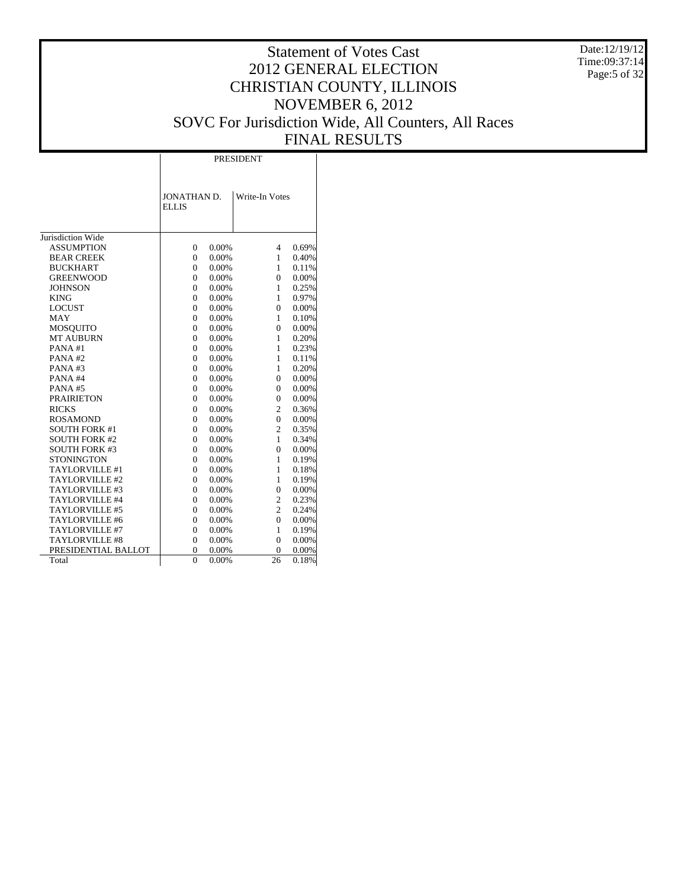# Statement of Votes Cast
## 2012 GENERAL ELECTION
## CHRISTIAN COUNTY, ILLINOIS
## NOVEMBER 6, 2012
## SOVC For Jurisdiction Wide, All Counters, All Races
## FINAL RESULTS

Date:12/19/12
Time:09:37:14

| | PRESIDENT | | | |
|---|---|---|---|---|
| | JONATHAN D. ELLIS | | Write-In Votes | |
| Jurisdiction Wide | | | | |
| ASSUMPTION | 0 | 0.00% | 4 | 0.69% |
| BEAR CREEK | 0 | 0.00% | 1 | 0.40% |
| BUCKHART | 0 | 0.00% | 1 | 0.11% |
| GREENWOOD | 0 | 0.00% | 0 | 0.00% |
| JOHNSON | 0 | 0.00% | 1 | 0.25% |
| KING | 0 | 0.00% | 1 | 0.97% |
| LOCUST | 0 | 0.00% | 0 | 0.00% |
| MAY | 0 | 0.00% | 1 | 0.10% |
| MOSQUITO | 0 | 0.00% | 0 | 0.00% |
| MT AUBURN | 0 | 0.00% | 1 | 0.20% |
| PANA #1 | 0 | 0.00% | 1 | 0.23% |
| PANA #2 | 0 | 0.00% | 1 | 0.11% |
| PANA #3 | 0 | 0.00% | 1 | 0.20% |
| PANA #4 | 0 | 0.00% | 0 | 0.00% |
| PANA #5 | 0 | 0.00% | 0 | 0.00% |
| PRAIRIETON | 0 | 0.00% | 0 | 0.00% |
| RICKS | 0 | 0.00% | 2 | 0.36% |
| ROSAMOND | 0 | 0.00% | 0 | 0.00% |
| SOUTH FORK #1 | 0 | 0.00% | 2 | 0.35% |
| SOUTH FORK #2 | 0 | 0.00% | 1 | 0.34% |
| SOUTH FORK #3 | 0 | 0.00% | 0 | 0.00% |
| STONINGTON | 0 | 0.00% | 1 | 0.19% |
| TAYLORVILLE #1 | 0 | 0.00% | 1 | 0.18% |
| TAYLORVILLE #2 | 0 | 0.00% | 1 | 0.19% |
| TAYLORVILLE #3 | 0 | 0.00% | 0 | 0.00% |
| TAYLORVILLE #4 | 0 | 0.00% | 2 | 0.23% |
| TAYLORVILLE #5 | 0 | 0.00% | 2 | 0.24% |
| TAYLORVILLE #6 | 0 | 0.00% | 0 | 0.00% |
| TAYLORVILLE #7 | 0 | 0.00% | 1 | 0.19% |
| TAYLORVILLE #8 | 0 | 0.00% | 0 | 0.00% |
| PRESIDENTIAL BALLOT | 0 | 0.00% | 0 | 0.00% |
| Total | 0 | 0.00% | 26 | 0.18% |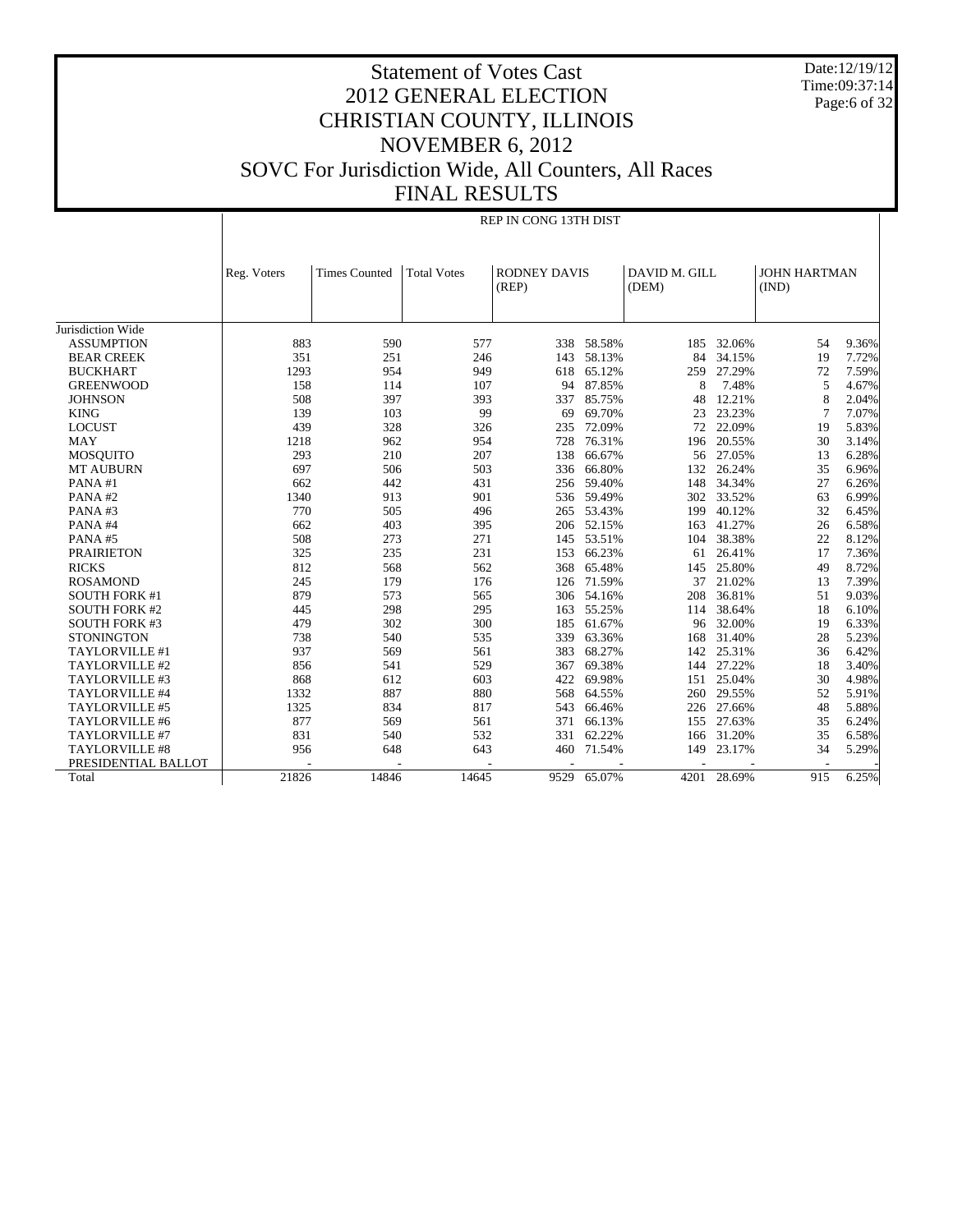# Statement of Votes Cast
# 2012 GENERAL ELECTION
# CHRISTIAN COUNTY, ILLINOIS
# NOVEMBER 6, 2012
# SOVC For Jurisdiction Wide, All Counters, All Races
# FINAL RESULTS

Date:12/19/12
Time:09:37:14

**REP IN CONG 13TH DIST**

| | Reg. Voters | Times Counted | Total Votes | RODNEY DAVIS (REP) | | DAVID M. GILL (DEM) | | JOHN HARTMAN (IND) | |
|---|---|---|---|---|---|---|---|---|---|
| Jurisdiction Wide | | | | | | | | | |
| ASSUMPTION | 883 | 590 | 577 | 338 | 58.58% | 185 | 32.06% | 54 | 9.36% |
| BEAR CREEK | 351 | 251 | 246 | 143 | 58.13% | 84 | 34.15% | 19 | 7.72% |
| BUCKHART | 1293 | 954 | 949 | 618 | 65.12% | 259 | 27.29% | 72 | 7.59% |
| GREENWOOD | 158 | 114 | 107 | 94 | 87.85% | 8 | 7.48% | 5 | 4.67% |
| JOHNSON | 508 | 397 | 393 | 337 | 85.75% | 48 | 12.21% | 8 | 2.04% |
| KING | 139 | 103 | 99 | 69 | 69.70% | 23 | 23.23% | 7 | 7.07% |
| LOCUST | 439 | 328 | 326 | 235 | 72.09% | 72 | 22.09% | 19 | 5.83% |
| MAY | 1218 | 962 | 954 | 728 | 76.31% | 196 | 20.55% | 30 | 3.14% |
| MOSQUITO | 293 | 210 | 207 | 138 | 66.67% | 56 | 27.05% | 13 | 6.28% |
| MT AUBURN | 697 | 506 | 503 | 336 | 66.80% | 132 | 26.24% | 35 | 6.96% |
| PANA #1 | 662 | 442 | 431 | 256 | 59.40% | 148 | 34.34% | 27 | 6.26% |
| PANA #2 | 1340 | 913 | 901 | 536 | 59.49% | 302 | 33.52% | 63 | 6.99% |
| PANA #3 | 770 | 505 | 496 | 265 | 53.43% | 199 | 40.12% | 32 | 6.45% |
| PANA #4 | 662 | 403 | 395 | 206 | 52.15% | 163 | 41.27% | 26 | 6.58% |
| PANA #5 | 508 | 273 | 271 | 145 | 53.51% | 104 | 38.38% | 22 | 8.12% |
| PRAIRIETON | 325 | 235 | 231 | 153 | 66.23% | 61 | 26.41% | 17 | 7.36% |
| RICKS | 812 | 568 | 562 | 368 | 65.48% | 145 | 25.80% | 49 | 8.72% |
| ROSAMOND | 245 | 179 | 176 | 126 | 71.59% | 37 | 21.02% | 13 | 7.39% |
| SOUTH FORK #1 | 879 | 573 | 565 | 306 | 54.16% | 208 | 36.81% | 51 | 9.03% |
| SOUTH FORK #2 | 445 | 298 | 295 | 163 | 55.25% | 114 | 38.64% | 18 | 6.10% |
| SOUTH FORK #3 | 479 | 302 | 300 | 185 | 61.67% | 96 | 32.00% | 19 | 6.33% |
| STONINGTON | 738 | 540 | 535 | 339 | 63.36% | 168 | 31.40% | 28 | 5.23% |
| TAYLORVILLE #1 | 937 | 569 | 561 | 383 | 68.27% | 142 | 25.31% | 36 | 6.42% |
| TAYLORVILLE #2 | 856 | 541 | 529 | 367 | 69.38% | 144 | 27.22% | 18 | 3.40% |
| TAYLORVILLE #3 | 868 | 612 | 603 | 422 | 69.98% | 151 | 25.04% | 30 | 4.98% |
| TAYLORVILLE #4 | 1332 | 887 | 880 | 568 | 64.55% | 260 | 29.55% | 52 | 5.91% |
| TAYLORVILLE #5 | 1325 | 834 | 817 | 543 | 66.46% | 226 | 27.66% | 48 | 5.88% |
| TAYLORVILLE #6 | 877 | 569 | 561 | 371 | 66.13% | 155 | 27.63% | 35 | 6.24% |
| TAYLORVILLE #7 | 831 | 540 | 532 | 331 | 62.22% | 166 | 31.20% | 35 | 6.58% |
| TAYLORVILLE #8 | 956 | 648 | 643 | 460 | 71.54% | 149 | 23.17% | 34 | 5.29% |
| PRESIDENTIAL BALLOT | - | - | - | - | - | - | - | - | - |
| Total | 21826 | 14846 | 14645 | 9529 | 65.07% | 4201 | 28.69% | 915 | 6.25% |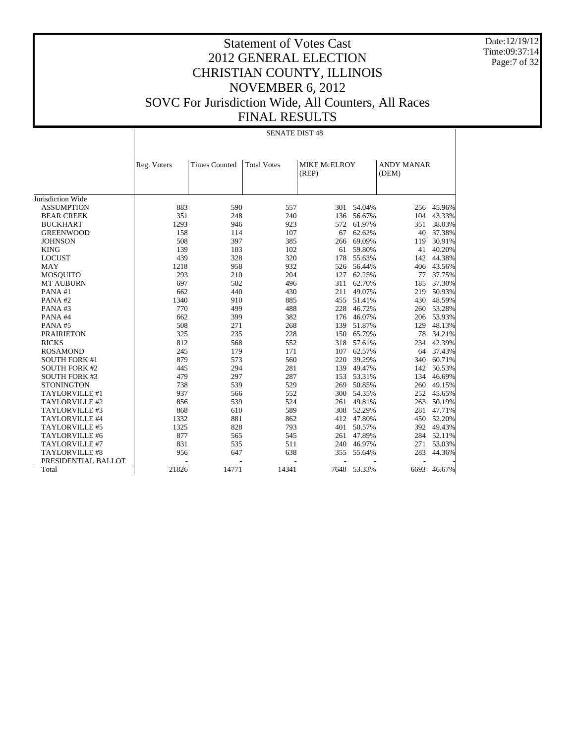# Statement of Votes Cast
# 2012 GENERAL ELECTION
# CHRISTIAN COUNTY, ILLINOIS
# NOVEMBER 6, 2012
# SOVC For Jurisdiction Wide, All Counters, All Races
# FINAL RESULTS

Date:12/19/12
Time:09:37:14

## SENATE DIST 48

| | Reg. Voters | Times Counted | Total Votes | MIKE McELROY (REP) | | ANDY MANAR (DEM) | |
|---|---|---|---|---|---|---|---|
| Jurisdiction Wide | | | | | | | |
| ASSUMPTION | 883 | 590 | 557 | 301 | 54.04% | 256 | 45.96% |
| BEAR CREEK | 351 | 248 | 240 | 136 | 56.67% | 104 | 43.33% |
| BUCKHART | 1293 | 946 | 923 | 572 | 61.97% | 351 | 38.03% |
| GREENWOOD | 158 | 114 | 107 | 67 | 62.62% | 40 | 37.38% |
| JOHNSON | 508 | 397 | 385 | 266 | 69.09% | 119 | 30.91% |
| KING | 139 | 103 | 102 | 61 | 59.80% | 41 | 40.20% |
| LOCUST | 439 | 328 | 320 | 178 | 55.63% | 142 | 44.38% |
| MAY | 1218 | 958 | 932 | 526 | 56.44% | 406 | 43.56% |
| MOSQUITO | 293 | 210 | 204 | 127 | 62.25% | 77 | 37.75% |
| MT AUBURN | 697 | 502 | 496 | 311 | 62.70% | 185 | 37.30% |
| PANA #1 | 662 | 440 | 430 | 211 | 49.07% | 219 | 50.93% |
| PANA #2 | 1340 | 910 | 885 | 455 | 51.41% | 430 | 48.59% |
| PANA #3 | 770 | 499 | 488 | 228 | 46.72% | 260 | 53.28% |
| PANA #4 | 662 | 399 | 382 | 176 | 46.07% | 206 | 53.93% |
| PANA #5 | 508 | 271 | 268 | 139 | 51.87% | 129 | 48.13% |
| PRAIRIETON | 325 | 235 | 228 | 150 | 65.79% | 78 | 34.21% |
| RICKS | 812 | 568 | 552 | 318 | 57.61% | 234 | 42.39% |
| ROSAMOND | 245 | 179 | 171 | 107 | 62.57% | 64 | 37.43% |
| SOUTH FORK #1 | 879 | 573 | 560 | 220 | 39.29% | 340 | 60.71% |
| SOUTH FORK #2 | 445 | 294 | 281 | 139 | 49.47% | 142 | 50.53% |
| SOUTH FORK #3 | 479 | 297 | 287 | 153 | 53.31% | 134 | 46.69% |
| STONINGTON | 738 | 539 | 529 | 269 | 50.85% | 260 | 49.15% |
| TAYLORVILLE #1 | 937 | 566 | 552 | 300 | 54.35% | 252 | 45.65% |
| TAYLORVILLE #2 | 856 | 539 | 524 | 261 | 49.81% | 263 | 50.19% |
| TAYLORVILLE #3 | 868 | 610 | 589 | 308 | 52.29% | 281 | 47.71% |
| TAYLORVILLE #4 | 1332 | 881 | 862 | 412 | 47.80% | 450 | 52.20% |
| TAYLORVILLE #5 | 1325 | 828 | 793 | 401 | 50.57% | 392 | 49.43% |
| TAYLORVILLE #6 | 877 | 565 | 545 | 261 | 47.89% | 284 | 52.11% |
| TAYLORVILLE #7 | 831 | 535 | 511 | 240 | 46.97% | 271 | 53.03% |
| TAYLORVILLE #8 | 956 | 647 | 638 | 355 | 55.64% | 283 | 44.36% |
| PRESIDENTIAL BALLOT | - | - | - | - | - | - | - |
| Total | 21826 | 14771 | 14341 | 7648 | 53.33% | 6693 | 46.67% |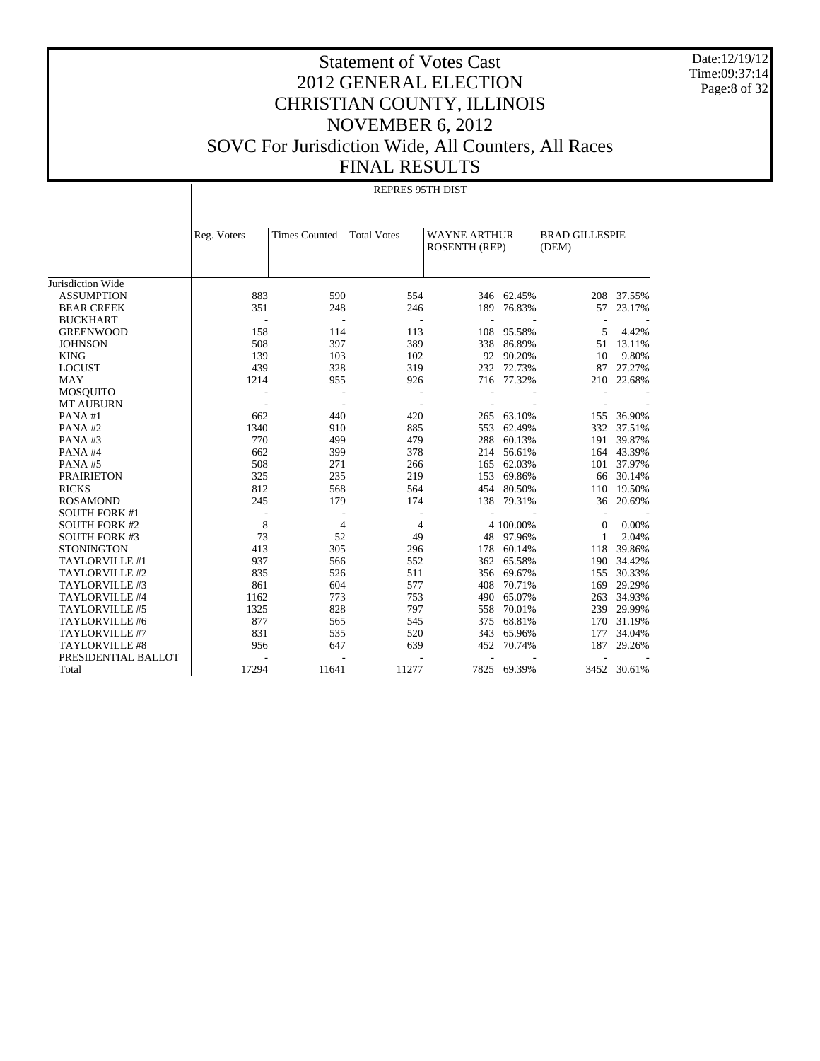# Statement of Votes Cast
# 2012 GENERAL ELECTION
# CHRISTIAN COUNTY, ILLINOIS
# NOVEMBER 6, 2012
# SOVC For Jurisdiction Wide, All Counters, All Races
# FINAL RESULTS

Date:12/19/12
Time:09:37:14

| | REPRES 95TH DIST | | | | | | |
|---|---|---|---|---|---|---|---|
| | Reg. Voters | Times Counted | Total Votes | WAYNE ARTHUR ROSENTH (REP) | | BRAD GILLESPIE (DEM) | |
| Jurisdiction Wide | | | | | | | |
| ASSUMPTION | 883 | 590 | 554 | 346 | 62.45% | 208 | 37.55% |
| BEAR CREEK | 351 | 248 | 246 | 189 | 76.83% | 57 | 23.17% |
| BUCKHART | - | - | - | - | - | - | - |
| GREENWOOD | 158 | 114 | 113 | 108 | 95.58% | 5 | 4.42% |
| JOHNSON | 508 | 397 | 389 | 338 | 86.89% | 51 | 13.11% |
| KING | 139 | 103 | 102 | 92 | 90.20% | 10 | 9.80% |
| LOCUST | 439 | 328 | 319 | 232 | 72.73% | 87 | 27.27% |
| MAY | 1214 | 955 | 926 | 716 | 77.32% | 210 | 22.68% |
| MOSQUITO | - | - | - | - | - | - | - |
| MT AUBURN | - | - | - | - | - | - | - |
| PANA #1 | 662 | 440 | 420 | 265 | 63.10% | 155 | 36.90% |
| PANA #2 | 1340 | 910 | 885 | 553 | 62.49% | 332 | 37.51% |
| PANA #3 | 770 | 499 | 479 | 288 | 60.13% | 191 | 39.87% |
| PANA #4 | 662 | 399 | 378 | 214 | 56.61% | 164 | 43.39% |
| PANA #5 | 508 | 271 | 266 | 165 | 62.03% | 101 | 37.97% |
| PRAIRIETON | 325 | 235 | 219 | 153 | 69.86% | 66 | 30.14% |
| RICKS | 812 | 568 | 564 | 454 | 80.50% | 110 | 19.50% |
| ROSAMOND | 245 | 179 | 174 | 138 | 79.31% | 36 | 20.69% |
| SOUTH FORK #1 | - | - | - | - | - | - | - |
| SOUTH FORK #2 | 8 | 4 | 4 | 4 | 100.00% | 0 | 0.00% |
| SOUTH FORK #3 | 73 | 52 | 49 | 48 | 97.96% | 1 | 2.04% |
| STONINGTON | 413 | 305 | 296 | 178 | 60.14% | 118 | 39.86% |
| TAYLORVILLE #1 | 937 | 566 | 552 | 362 | 65.58% | 190 | 34.42% |
| TAYLORVILLE #2 | 835 | 526 | 511 | 356 | 69.67% | 155 | 30.33% |
| TAYLORVILLE #3 | 861 | 604 | 577 | 408 | 70.71% | 169 | 29.29% |
| TAYLORVILLE #4 | 1162 | 773 | 753 | 490 | 65.07% | 263 | 34.93% |
| TAYLORVILLE #5 | 1325 | 828 | 797 | 558 | 70.01% | 239 | 29.99% |
| TAYLORVILLE #6 | 877 | 565 | 545 | 375 | 68.81% | 170 | 31.19% |
| TAYLORVILLE #7 | 831 | 535 | 520 | 343 | 65.96% | 177 | 34.04% |
| TAYLORVILLE #8 | 956 | 647 | 639 | 452 | 70.74% | 187 | 29.26% |
| PRESIDENTIAL BALLOT | - | - | - | - | - | - | - |
| Total | 17294 | 11641 | 11277 | 7825 | 69.39% | 3452 | 30.61% |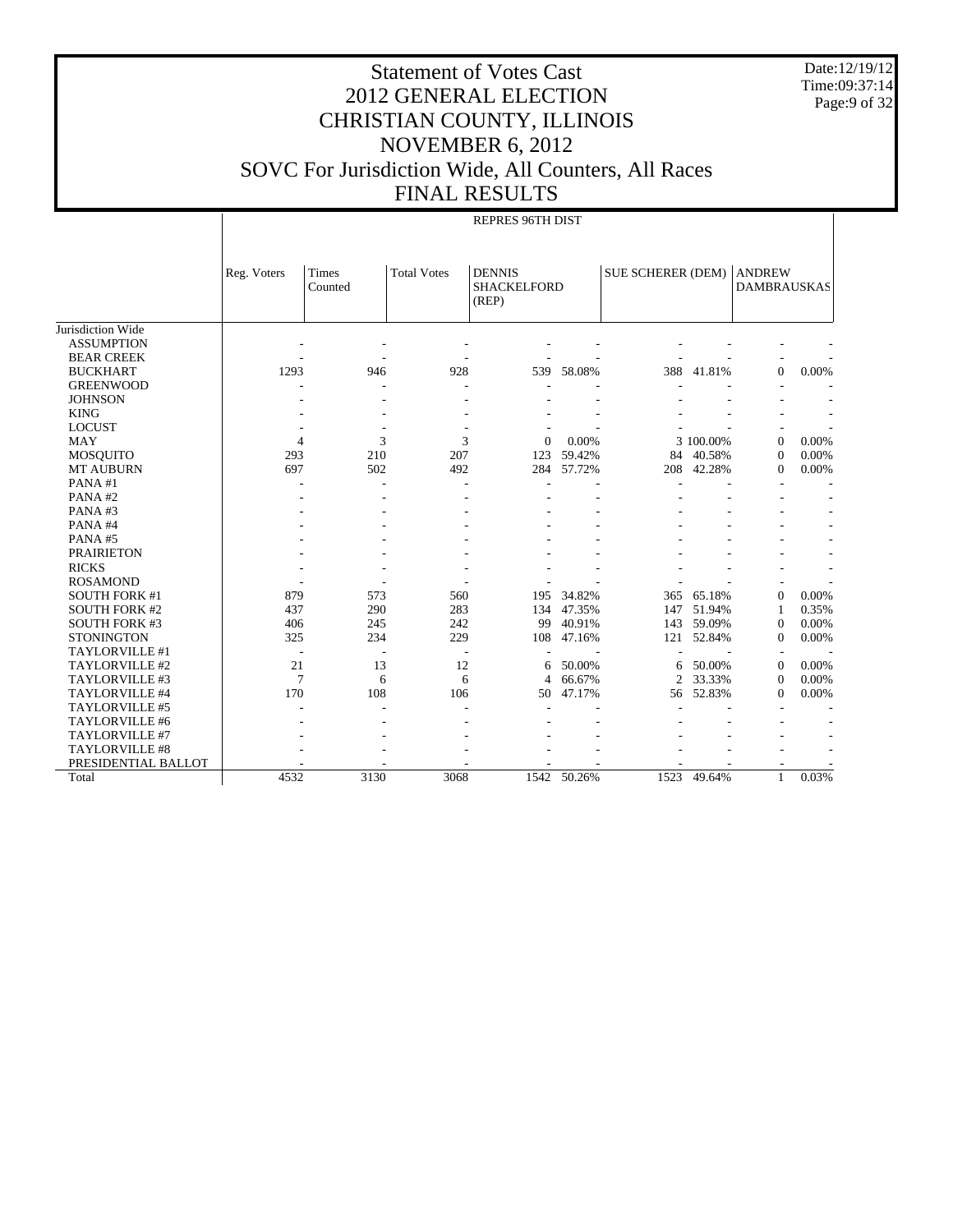# Statement of Votes Cast
# 2012 GENERAL ELECTION
# CHRISTIAN COUNTY, ILLINOIS
# NOVEMBER 6, 2012
# SOVC For Jurisdiction Wide, All Counters, All Races
# FINAL RESULTS

Date:12/19/12
Time:09:37:14

| | REPRES 96TH DIST | | | | | | | | |
|---|---|---|---|---|---|---|---|---|---|
| | Reg. Voters | Times Counted | Total Votes | DENNIS SHACKELFORD (REP) | | SUE SCHERER (DEM) | | ANDREW DAMBRAUSKAS | |
| Jurisdiction Wide | | | | | | | | | |
| ASSUMPTION | - | - | - | - | - | - | - | - | - |
| BEAR CREEK | - | - | - | - | - | - | - | - | - |
| BUCKHART | 1293 | 946 | 928 | 539 | 58.08% | 388 | 41.81% | 0 | 0.00% |
| GREENWOOD | - | - | - | - | - | - | - | - | - |
| JOHNSON | - | - | - | - | - | - | - | - | - |
| KING | - | - | - | - | - | - | - | - | - |
| LOCUST | - | - | - | - | - | - | - | - | - |
| MAY | 4 | 3 | 3 | 0 | 0.00% | 3 | 100.00% | 0 | 0.00% |
| MOSQUITO | 293 | 210 | 207 | 123 | 59.42% | 84 | 40.58% | 0 | 0.00% |
| MT AUBURN | 697 | 502 | 492 | 284 | 57.72% | 208 | 42.28% | 0 | 0.00% |
| PANA #1 | - | - | - | - | - | - | - | - | - |
| PANA #2 | - | - | - | - | - | - | - | - | - |
| PANA #3 | - | - | - | - | - | - | - | - | - |
| PANA #4 | - | - | - | - | - | - | - | - | - |
| PANA #5 | - | - | - | - | - | - | - | - | - |
| PRAIRIETON | - | - | - | - | - | - | - | - | - |
| RICKS | - | - | - | - | - | - | - | - | - |
| ROSAMOND | - | - | - | - | - | - | - | - | - |
| SOUTH FORK #1 | 879 | 573 | 560 | 195 | 34.82% | 365 | 65.18% | 0 | 0.00% |
| SOUTH FORK #2 | 437 | 290 | 283 | 134 | 47.35% | 147 | 51.94% | 1 | 0.35% |
| SOUTH FORK #3 | 406 | 245 | 242 | 99 | 40.91% | 143 | 59.09% | 0 | 0.00% |
| STONINGTON | 325 | 234 | 229 | 108 | 47.16% | 121 | 52.84% | 0 | 0.00% |
| TAYLORVILLE #1 | - | - | - | - | - | - | - | - | - |
| TAYLORVILLE #2 | 21 | 13 | 12 | 6 | 50.00% | 6 | 50.00% | 0 | 0.00% |
| TAYLORVILLE #3 | 7 | 6 | 6 | 4 | 66.67% | 2 | 33.33% | 0 | 0.00% |
| TAYLORVILLE #4 | 170 | 108 | 106 | 50 | 47.17% | 56 | 52.83% | 0 | 0.00% |
| TAYLORVILLE #5 | - | - | - | - | - | - | - | - | - |
| TAYLORVILLE #6 | - | - | - | - | - | - | - | - | - |
| TAYLORVILLE #7 | - | - | - | - | - | - | - | - | - |
| TAYLORVILLE #8 | - | - | - | - | - | - | - | - | - |
| PRESIDENTIAL BALLOT | - | - | - | - | - | - | - | - | - |
| Total | 4532 | 3130 | 3068 | 1542 | 50.26% | 1523 | 49.64% | 1 | 0.03% |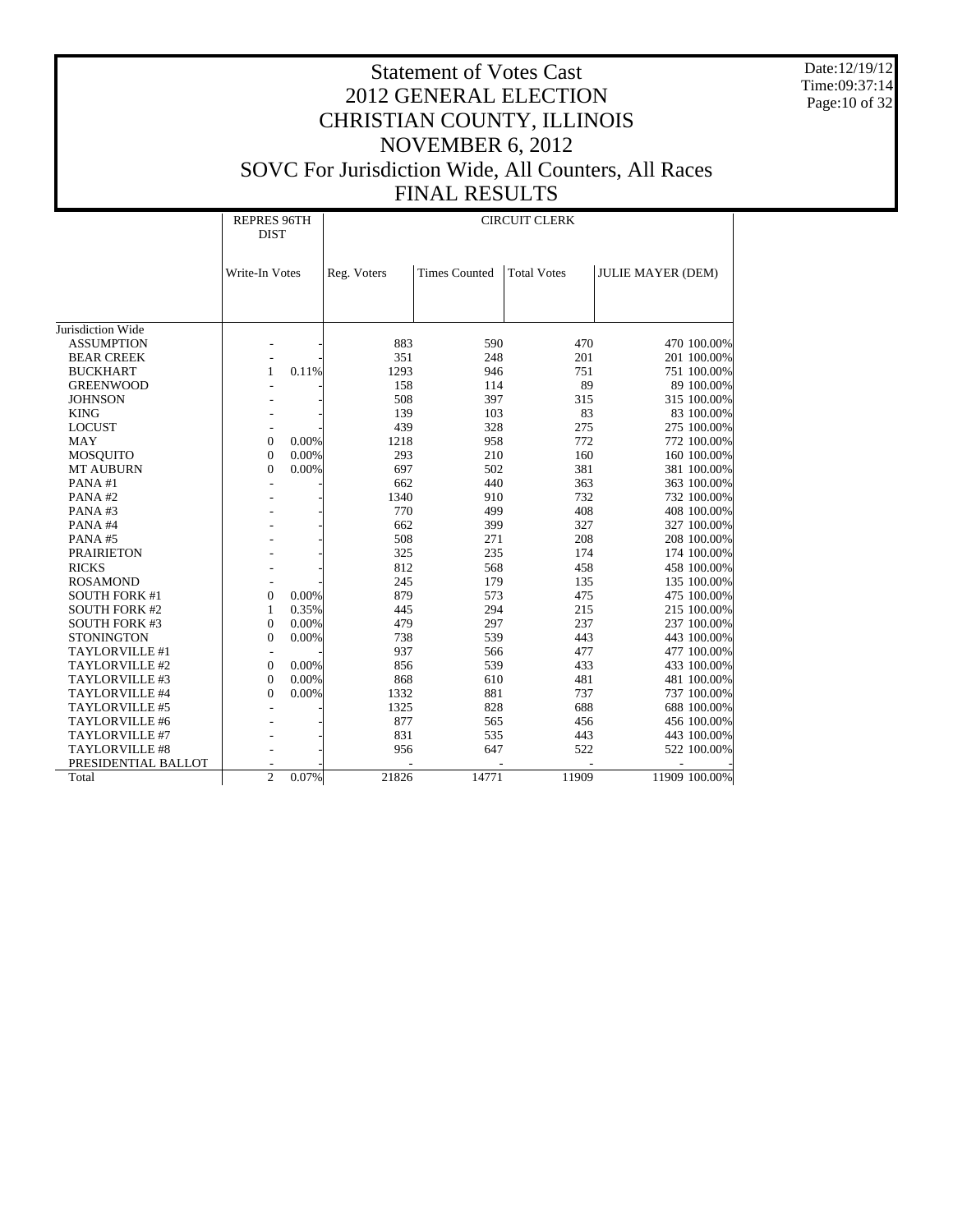# Statement of Votes Cast
# 2012 GENERAL ELECTION
# CHRISTIAN COUNTY, ILLINOIS
# NOVEMBER 6, 2012
# SOVC For Jurisdiction Wide, All Counters, All Races
# FINAL RESULTS

Date:12/19/12
Time:09:37:14

| | REPRES 96TH DIST | | CIRCUIT CLERK | | | | |
|---|---|---|---|---|---|---|---|
| | Write-In Votes | | Reg. Voters | Times Counted | Total Votes | JULIE MAYER (DEM) | |
| Jurisdiction Wide | | | | | | | |
| ASSUMPTION | - | - | 883 | 590 | 470 | 470 | 100.00% |
| BEAR CREEK | - | - | 351 | 248 | 201 | 201 | 100.00% |
| BUCKHART | 1 | 0.11% | 1293 | 946 | 751 | 751 | 100.00% |
| GREENWOOD | - | - | 158 | 114 | 89 | 89 | 100.00% |
| JOHNSON | - | - | 508 | 397 | 315 | 315 | 100.00% |
| KING | - | - | 139 | 103 | 83 | 83 | 100.00% |
| LOCUST | - | - | 439 | 328 | 275 | 275 | 100.00% |
| MAY | 0 | 0.00% | 1218 | 958 | 772 | 772 | 100.00% |
| MOSQUITO | 0 | 0.00% | 293 | 210 | 160 | 160 | 100.00% |
| MT AUBURN | 0 | 0.00% | 697 | 502 | 381 | 381 | 100.00% |
| PANA #1 | - | - | 662 | 440 | 363 | 363 | 100.00% |
| PANA #2 | - | - | 1340 | 910 | 732 | 732 | 100.00% |
| PANA #3 | - | - | 770 | 499 | 408 | 408 | 100.00% |
| PANA #4 | - | - | 662 | 399 | 327 | 327 | 100.00% |
| PANA #5 | - | - | 508 | 271 | 208 | 208 | 100.00% |
| PRAIRIETON | - | - | 325 | 235 | 174 | 174 | 100.00% |
| RICKS | - | - | 812 | 568 | 458 | 458 | 100.00% |
| ROSAMOND | - | - | 245 | 179 | 135 | 135 | 100.00% |
| SOUTH FORK #1 | 0 | 0.00% | 879 | 573 | 475 | 475 | 100.00% |
| SOUTH FORK #2 | 1 | 0.35% | 445 | 294 | 215 | 215 | 100.00% |
| SOUTH FORK #3 | 0 | 0.00% | 479 | 297 | 237 | 237 | 100.00% |
| STONINGTON | 0 | 0.00% | 738 | 539 | 443 | 443 | 100.00% |
| TAYLORVILLE #1 | - | - | 937 | 566 | 477 | 477 | 100.00% |
| TAYLORVILLE #2 | 0 | 0.00% | 856 | 539 | 433 | 433 | 100.00% |
| TAYLORVILLE #3 | 0 | 0.00% | 868 | 610 | 481 | 481 | 100.00% |
| TAYLORVILLE #4 | 0 | 0.00% | 1332 | 881 | 737 | 737 | 100.00% |
| TAYLORVILLE #5 | - | - | 1325 | 828 | 688 | 688 | 100.00% |
| TAYLORVILLE #6 | - | - | 877 | 565 | 456 | 456 | 100.00% |
| TAYLORVILLE #7 | - | - | 831 | 535 | 443 | 443 | 100.00% |
| TAYLORVILLE #8 | - | - | 956 | 647 | 522 | 522 | 100.00% |
| PRESIDENTIAL BALLOT | - | - | - | - | - | - | - |
| Total | 2 | 0.07% | 21826 | 14771 | 11909 | 11909 | 100.00% |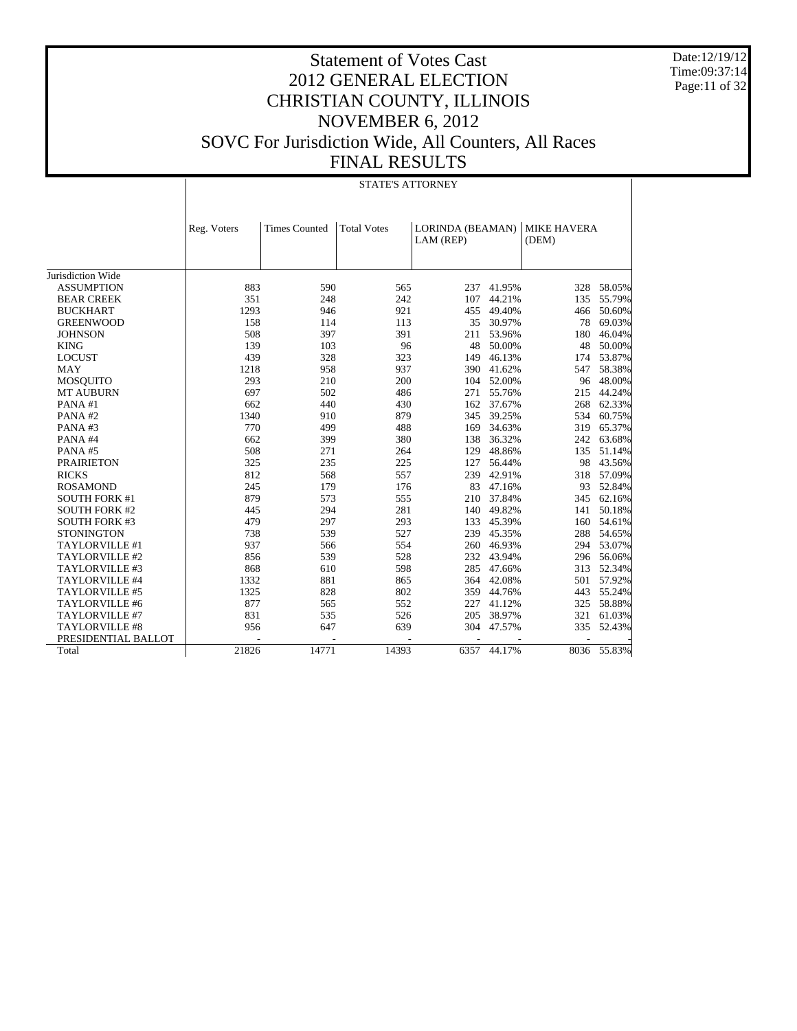# Statement of Votes Cast
# 2012 GENERAL ELECTION
# CHRISTIAN COUNTY, ILLINOIS
# NOVEMBER 6, 2012
# SOVC For Jurisdiction Wide, All Counters, All Races
# FINAL RESULTS

Date:12/19/12
Time:09:37:14

| | STATE'S ATTORNEY | | | | | | |
|---|---|---|---|---|---|---|---|
| | Reg. Voters | Times Counted | Total Votes | LORINDA (BEAMAN) LAM (REP) | | MIKE HAVERA (DEM) | |
| Jurisdiction Wide | | | | | | | |
| ASSUMPTION | 883 | 590 | 565 | 237 | 41.95% | 328 | 58.05% |
| BEAR CREEK | 351 | 248 | 242 | 107 | 44.21% | 135 | 55.79% |
| BUCKHART | 1293 | 946 | 921 | 455 | 49.40% | 466 | 50.60% |
| GREENWOOD | 158 | 114 | 113 | 35 | 30.97% | 78 | 69.03% |
| JOHNSON | 508 | 397 | 391 | 211 | 53.96% | 180 | 46.04% |
| KING | 139 | 103 | 96 | 48 | 50.00% | 48 | 50.00% |
| LOCUST | 439 | 328 | 323 | 149 | 46.13% | 174 | 53.87% |
| MAY | 1218 | 958 | 937 | 390 | 41.62% | 547 | 58.38% |
| MOSQUITO | 293 | 210 | 200 | 104 | 52.00% | 96 | 48.00% |
| MT AUBURN | 697 | 502 | 486 | 271 | 55.76% | 215 | 44.24% |
| PANA #1 | 662 | 440 | 430 | 162 | 37.67% | 268 | 62.33% |
| PANA #2 | 1340 | 910 | 879 | 345 | 39.25% | 534 | 60.75% |
| PANA #3 | 770 | 499 | 488 | 169 | 34.63% | 319 | 65.37% |
| PANA #4 | 662 | 399 | 380 | 138 | 36.32% | 242 | 63.68% |
| PANA #5 | 508 | 271 | 264 | 129 | 48.86% | 135 | 51.14% |
| PRAIRIETON | 325 | 235 | 225 | 127 | 56.44% | 98 | 43.56% |
| RICKS | 812 | 568 | 557 | 239 | 42.91% | 318 | 57.09% |
| ROSAMOND | 245 | 179 | 176 | 83 | 47.16% | 93 | 52.84% |
| SOUTH FORK #1 | 879 | 573 | 555 | 210 | 37.84% | 345 | 62.16% |
| SOUTH FORK #2 | 445 | 294 | 281 | 140 | 49.82% | 141 | 50.18% |
| SOUTH FORK #3 | 479 | 297 | 293 | 133 | 45.39% | 160 | 54.61% |
| STONINGTON | 738 | 539 | 527 | 239 | 45.35% | 288 | 54.65% |
| TAYLORVILLE #1 | 937 | 566 | 554 | 260 | 46.93% | 294 | 53.07% |
| TAYLORVILLE #2 | 856 | 539 | 528 | 232 | 43.94% | 296 | 56.06% |
| TAYLORVILLE #3 | 868 | 610 | 598 | 285 | 47.66% | 313 | 52.34% |
| TAYLORVILLE #4 | 1332 | 881 | 865 | 364 | 42.08% | 501 | 57.92% |
| TAYLORVILLE #5 | 1325 | 828 | 802 | 359 | 44.76% | 443 | 55.24% |
| TAYLORVILLE #6 | 877 | 565 | 552 | 227 | 41.12% | 325 | 58.88% |
| TAYLORVILLE #7 | 831 | 535 | 526 | 205 | 38.97% | 321 | 61.03% |
| TAYLORVILLE #8 | 956 | 647 | 639 | 304 | 47.57% | 335 | 52.43% |
| PRESIDENTIAL BALLOT | - | - | - | - | - | - | - |
| Total | 21826 | 14771 | 14393 | 6357 | 44.17% | 8036 | 55.83% |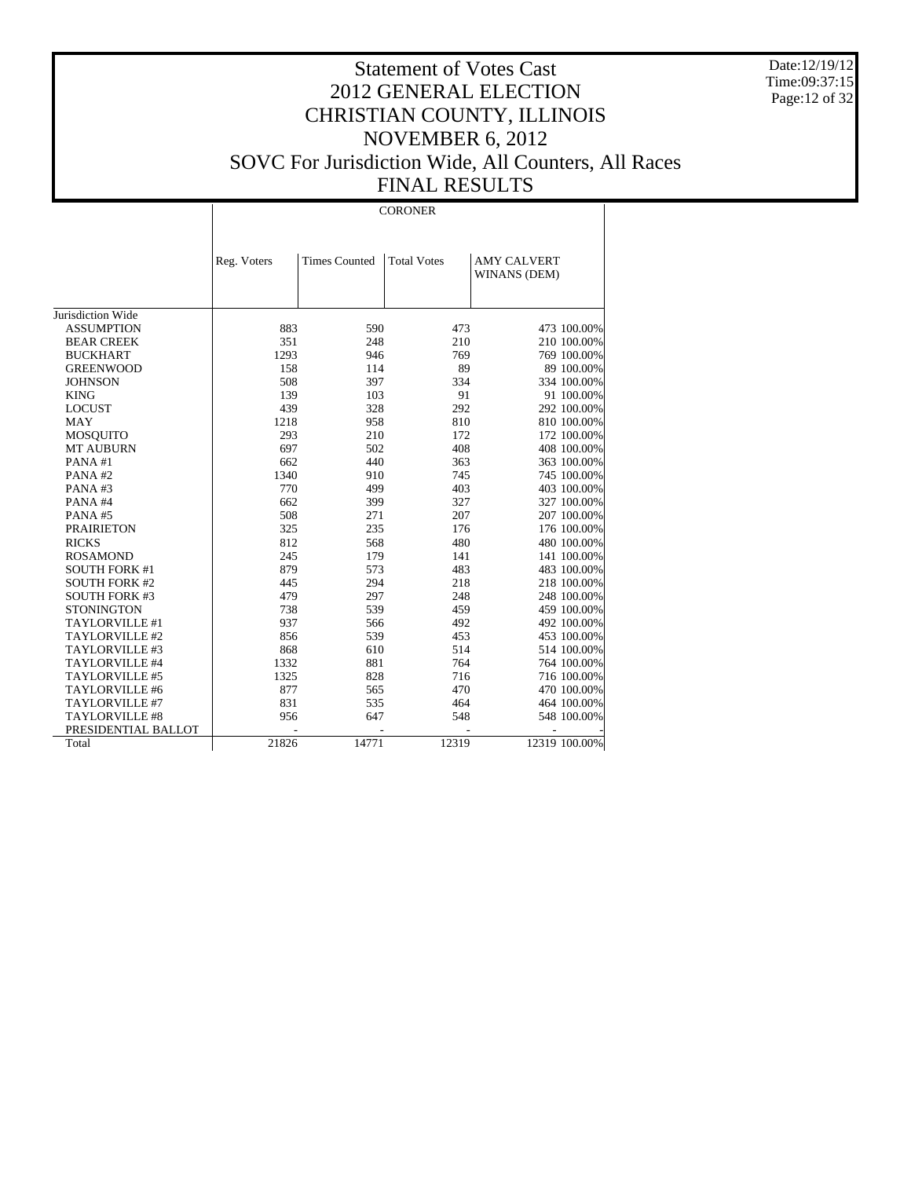# Statement of Votes Cast
# 2012 GENERAL ELECTION
# CHRISTIAN COUNTY, ILLINOIS
# NOVEMBER 6, 2012
# SOVC For Jurisdiction Wide, All Counters, All Races
# FINAL RESULTS

Date:12/19/12
Time:09:37:15

## CORONER

| | Reg. Voters | Times Counted | Total Votes | AMY CALVERT WINANS (DEM) | |
|---|---|---|---|---|---|
| Jurisdiction Wide | | | | | |
| ASSUMPTION | 883 | 590 | 473 | 473 | 100.00% |
| BEAR CREEK | 351 | 248 | 210 | 210 | 100.00% |
| BUCKHART | 1293 | 946 | 769 | 769 | 100.00% |
| GREENWOOD | 158 | 114 | 89 | 89 | 100.00% |
| JOHNSON | 508 | 397 | 334 | 334 | 100.00% |
| KING | 139 | 103 | 91 | 91 | 100.00% |
| LOCUST | 439 | 328 | 292 | 292 | 100.00% |
| MAY | 1218 | 958 | 810 | 810 | 100.00% |
| MOSQUITO | 293 | 210 | 172 | 172 | 100.00% |
| MT AUBURN | 697 | 502 | 408 | 408 | 100.00% |
| PANA #1 | 662 | 440 | 363 | 363 | 100.00% |
| PANA #2 | 1340 | 910 | 745 | 745 | 100.00% |
| PANA #3 | 770 | 499 | 403 | 403 | 100.00% |
| PANA #4 | 662 | 399 | 327 | 327 | 100.00% |
| PANA #5 | 508 | 271 | 207 | 207 | 100.00% |
| PRAIRIETON | 325 | 235 | 176 | 176 | 100.00% |
| RICKS | 812 | 568 | 480 | 480 | 100.00% |
| ROSAMOND | 245 | 179 | 141 | 141 | 100.00% |
| SOUTH FORK #1 | 879 | 573 | 483 | 483 | 100.00% |
| SOUTH FORK #2 | 445 | 294 | 218 | 218 | 100.00% |
| SOUTH FORK #3 | 479 | 297 | 248 | 248 | 100.00% |
| STONINGTON | 738 | 539 | 459 | 459 | 100.00% |
| TAYLORVILLE #1 | 937 | 566 | 492 | 492 | 100.00% |
| TAYLORVILLE #2 | 856 | 539 | 453 | 453 | 100.00% |
| TAYLORVILLE #3 | 868 | 610 | 514 | 514 | 100.00% |
| TAYLORVILLE #4 | 1332 | 881 | 764 | 764 | 100.00% |
| TAYLORVILLE #5 | 1325 | 828 | 716 | 716 | 100.00% |
| TAYLORVILLE #6 | 877 | 565 | 470 | 470 | 100.00% |
| TAYLORVILLE #7 | 831 | 535 | 464 | 464 | 100.00% |
| TAYLORVILLE #8 | 956 | 647 | 548 | 548 | 100.00% |
| PRESIDENTIAL BALLOT | - | - | - | - | - |
| Total | 21826 | 14771 | 12319 | 12319 | 100.00% |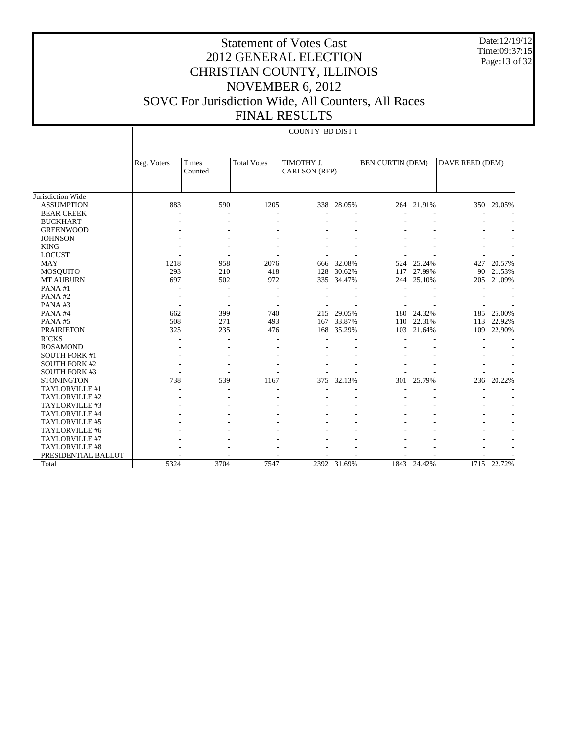# Statement of Votes Cast
## 2012 GENERAL ELECTION
## CHRISTIAN COUNTY, ILLINOIS
## NOVEMBER 6, 2012
## SOVC For Jurisdiction Wide, All Counters, All Races
## FINAL RESULTS

Date:12/19/12
Time:09:37:15

COUNTY BD DIST 1

| | Reg. Voters | Times Counted | Total Votes | TIMOTHY J. CARLSON (REP) | | BEN CURTIN (DEM) | | DAVE REED (DEM) | |
|---|---|---|---|---|---|---|---|---|---|
| Jurisdiction Wide | | | | | | | | | |
| ASSUMPTION | 883 | 590 | 1205 | 338 | 28.05% | 264 | 21.91% | 350 | 29.05% |
| BEAR CREEK | - | - | - | - | - | - | - | - | - |
| BUCKHART | - | - | - | - | - | - | - | - | - |
| GREENWOOD | - | - | - | - | - | - | - | - | - |
| JOHNSON | - | - | - | - | - | - | - | - | - |
| KING | - | - | - | - | - | - | - | - | - |
| LOCUST | - | - | - | - | - | - | - | - | - |
| MAY | 1218 | 958 | 2076 | 666 | 32.08% | 524 | 25.24% | 427 | 20.57% |
| MOSQUITO | 293 | 210 | 418 | 128 | 30.62% | 117 | 27.99% | 90 | 21.53% |
| MT AUBURN | 697 | 502 | 972 | 335 | 34.47% | 244 | 25.10% | 205 | 21.09% |
| PANA #1 | - | - | - | - | - | - | - | - | - |
| PANA #2 | - | - | - | - | - | - | - | - | - |
| PANA #3 | - | - | - | - | - | - | - | - | - |
| PANA #4 | 662 | 399 | 740 | 215 | 29.05% | 180 | 24.32% | 185 | 25.00% |
| PANA #5 | 508 | 271 | 493 | 167 | 33.87% | 110 | 22.31% | 113 | 22.92% |
| PRAIRIETON | 325 | 235 | 476 | 168 | 35.29% | 103 | 21.64% | 109 | 22.90% |
| RICKS | - | - | - | - | - | - | - | - | - |
| ROSAMOND | - | - | - | - | - | - | - | - | - |
| SOUTH FORK #1 | - | - | - | - | - | - | - | - | - |
| SOUTH FORK #2 | - | - | - | - | - | - | - | - | - |
| SOUTH FORK #3 | - | - | - | - | - | - | - | - | - |
| STONINGTON | 738 | 539 | 1167 | 375 | 32.13% | 301 | 25.79% | 236 | 20.22% |
| TAYLORVILLE #1 | - | - | - | - | - | - | - | - | - |
| TAYLORVILLE #2 | - | - | - | - | - | - | - | - | - |
| TAYLORVILLE #3 | - | - | - | - | - | - | - | - | - |
| TAYLORVILLE #4 | - | - | - | - | - | - | - | - | - |
| TAYLORVILLE #5 | - | - | - | - | - | - | - | - | - |
| TAYLORVILLE #6 | - | - | - | - | - | - | - | - | - |
| TAYLORVILLE #7 | - | - | - | - | - | - | - | - | - |
| TAYLORVILLE #8 | - | - | - | - | - | - | - | - | - |
| PRESIDENTIAL BALLOT | - | - | - | - | - | - | - | - | - |
| Total | 5324 | 3704 | 7547 | 2392 | 31.69% | 1843 | 24.42% | 1715 | 22.72% |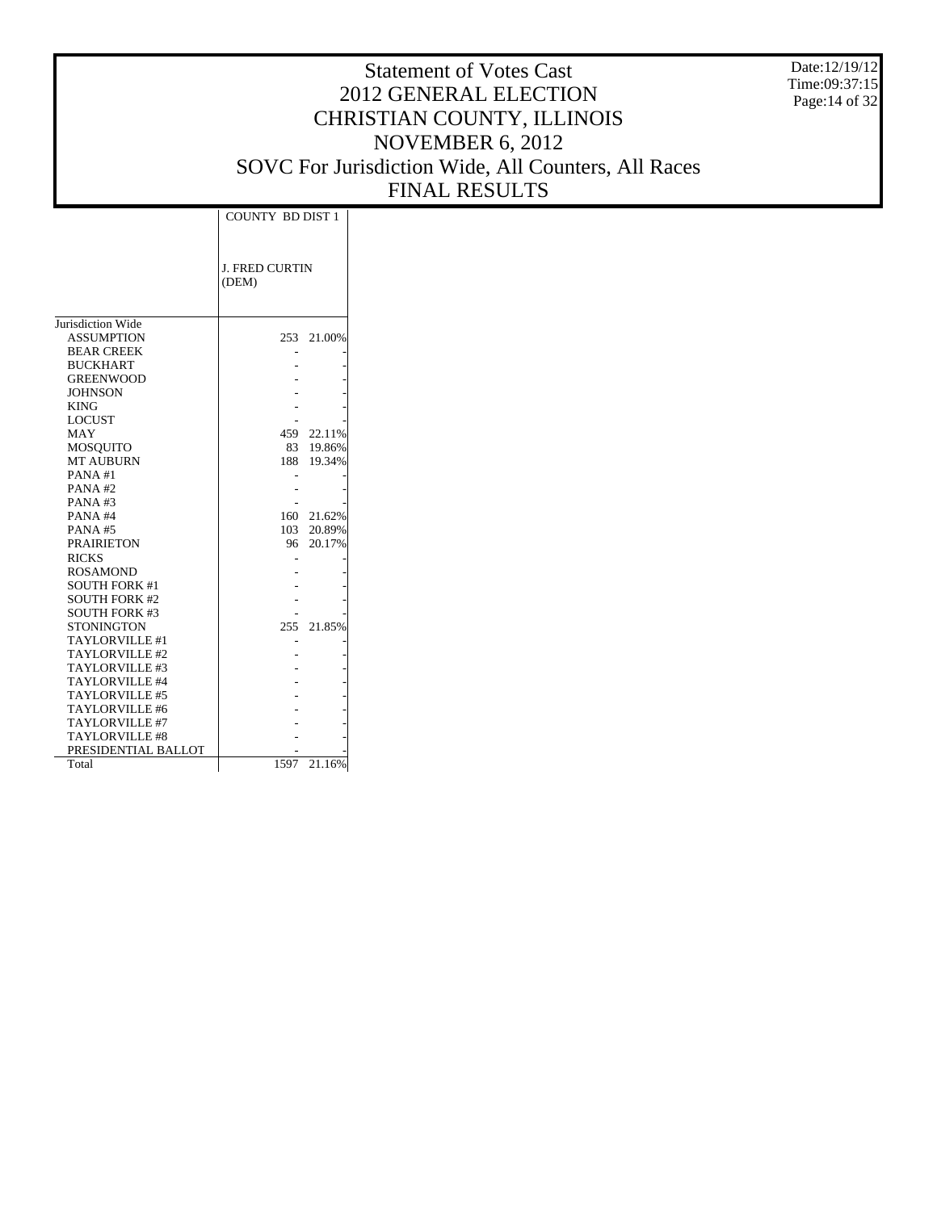# Statement of Votes Cast
# 2012 GENERAL ELECTION
# CHRISTIAN COUNTY, ILLINOIS
# NOVEMBER 6, 2012
# SOVC For Jurisdiction Wide, All Counters, All Races
# FINAL RESULTS

Date:12/19/12
Time:09:37:15

| | COUNTY BD DIST 1 | |
|---|---|---|
| | J. FRED CURTIN (DEM) | |
| Jurisdiction Wide | | |
| ASSUMPTION | 253 | 21.00% |
| BEAR CREEK | - | - |
| BUCKHART | - | - |
| GREENWOOD | - | - |
| JOHNSON | - | - |
| KING | - | - |
| LOCUST | - | - |
| MAY | 459 | 22.11% |
| MOSQUITO | 83 | 19.86% |
| MT AUBURN | 188 | 19.34% |
| PANA #1 | - | - |
| PANA #2 | - | - |
| PANA #3 | - | - |
| PANA #4 | 160 | 21.62% |
| PANA #5 | 103 | 20.89% |
| PRAIRIETON | 96 | 20.17% |
| RICKS | - | - |
| ROSAMOND | - | - |
| SOUTH FORK #1 | - | - |
| SOUTH FORK #2 | - | - |
| SOUTH FORK #3 | - | - |
| STONINGTON | 255 | 21.85% |
| TAYLORVILLE #1 | - | - |
| TAYLORVILLE #2 | - | - |
| TAYLORVILLE #3 | - | - |
| TAYLORVILLE #4 | - | - |
| TAYLORVILLE #5 | - | - |
| TAYLORVILLE #6 | - | - |
| TAYLORVILLE #7 | - | - |
| TAYLORVILLE #8 | - | - |
| PRESIDENTIAL BALLOT | - | - |
| Total | 1597 | 21.16% |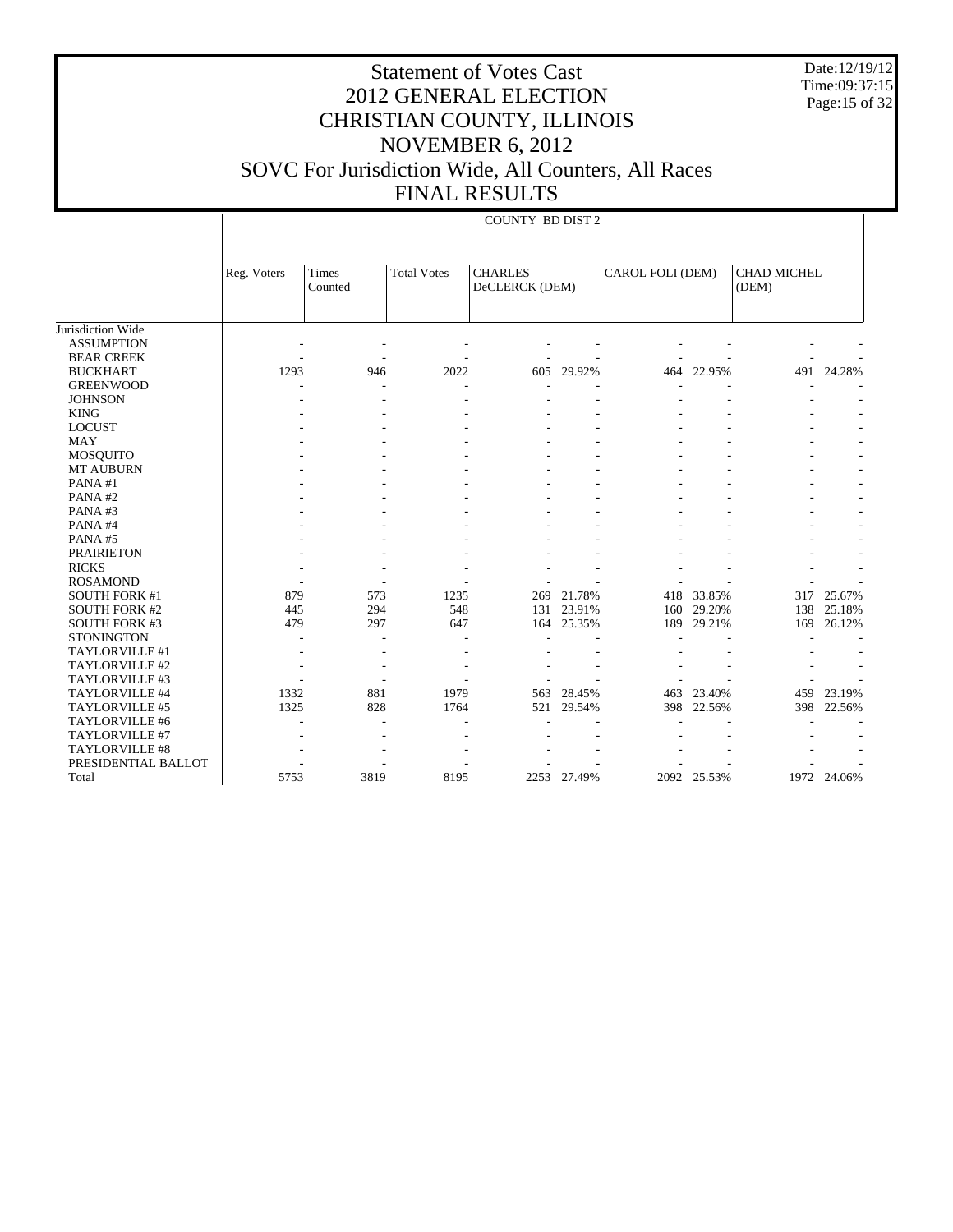# Statement of Votes Cast
# 2012 GENERAL ELECTION
# CHRISTIAN COUNTY, ILLINOIS
# NOVEMBER 6, 2012
# SOVC For Jurisdiction Wide, All Counters, All Races
# FINAL RESULTS

Date:12/19/12
Time:09:37:15

| | COUNTY BD DIST 2 | | | | | | | | |
|---|---|---|---|---|---|---|---|---|---|
| | Reg. Voters | Times Counted | Total Votes | CHARLES DeCLERCK (DEM) | | CAROL FOLI (DEM) | | CHAD MICHEL (DEM) | |
| Jurisdiction Wide | | | | | | | | | |
| ASSUMPTION | - | - | - | - | - | - | - | - | - |
| BEAR CREEK | - | - | - | - | - | - | - | - | - |
| BUCKHART | 1293 | 946 | 2022 | 605 | 29.92% | 464 | 22.95% | 491 | 24.28% |
| GREENWOOD | - | - | - | - | - | - | - | - | - |
| JOHNSON | - | - | - | - | - | - | - | - | - |
| KING | - | - | - | - | - | - | - | - | - |
| LOCUST | - | - | - | - | - | - | - | - | - |
| MAY | - | - | - | - | - | - | - | - | - |
| MOSQUITO | - | - | - | - | - | - | - | - | - |
| MT AUBURN | - | - | - | - | - | - | - | - | - |
| PANA #1 | - | - | - | - | - | - | - | - | - |
| PANA #2 | - | - | - | - | - | - | - | - | - |
| PANA #3 | - | - | - | - | - | - | - | - | - |
| PANA #4 | - | - | - | - | - | - | - | - | - |
| PANA #5 | - | - | - | - | - | - | - | - | - |
| PRAIRIETON | - | - | - | - | - | - | - | - | - |
| RICKS | - | - | - | - | - | - | - | - | - |
| ROSAMOND | - | - | - | - | - | - | - | - | - |
| SOUTH FORK #1 | 879 | 573 | 1235 | 269 | 21.78% | 418 | 33.85% | 317 | 25.67% |
| SOUTH FORK #2 | 445 | 294 | 548 | 131 | 23.91% | 160 | 29.20% | 138 | 25.18% |
| SOUTH FORK #3 | 479 | 297 | 647 | 164 | 25.35% | 189 | 29.21% | 169 | 26.12% |
| STONINGTON | - | - | - | - | - | - | - | - | - |
| TAYLORVILLE #1 | - | - | - | - | - | - | - | - | - |
| TAYLORVILLE #2 | - | - | - | - | - | - | - | - | - |
| TAYLORVILLE #3 | - | - | - | - | - | - | - | - | - |
| TAYLORVILLE #4 | 1332 | 881 | 1979 | 563 | 28.45% | 463 | 23.40% | 459 | 23.19% |
| TAYLORVILLE #5 | 1325 | 828 | 1764 | 521 | 29.54% | 398 | 22.56% | 398 | 22.56% |
| TAYLORVILLE #6 | - | - | - | - | - | - | - | - | - |
| TAYLORVILLE #7 | - | - | - | - | - | - | - | - | - |
| TAYLORVILLE #8 | - | - | - | - | - | - | - | - | - |
| PRESIDENTIAL BALLOT | - | - | - | - | - | - | - | - | - |
| Total | 5753 | 3819 | 8195 | 2253 | 27.49% | 2092 | 25.53% | 1972 | 24.06% |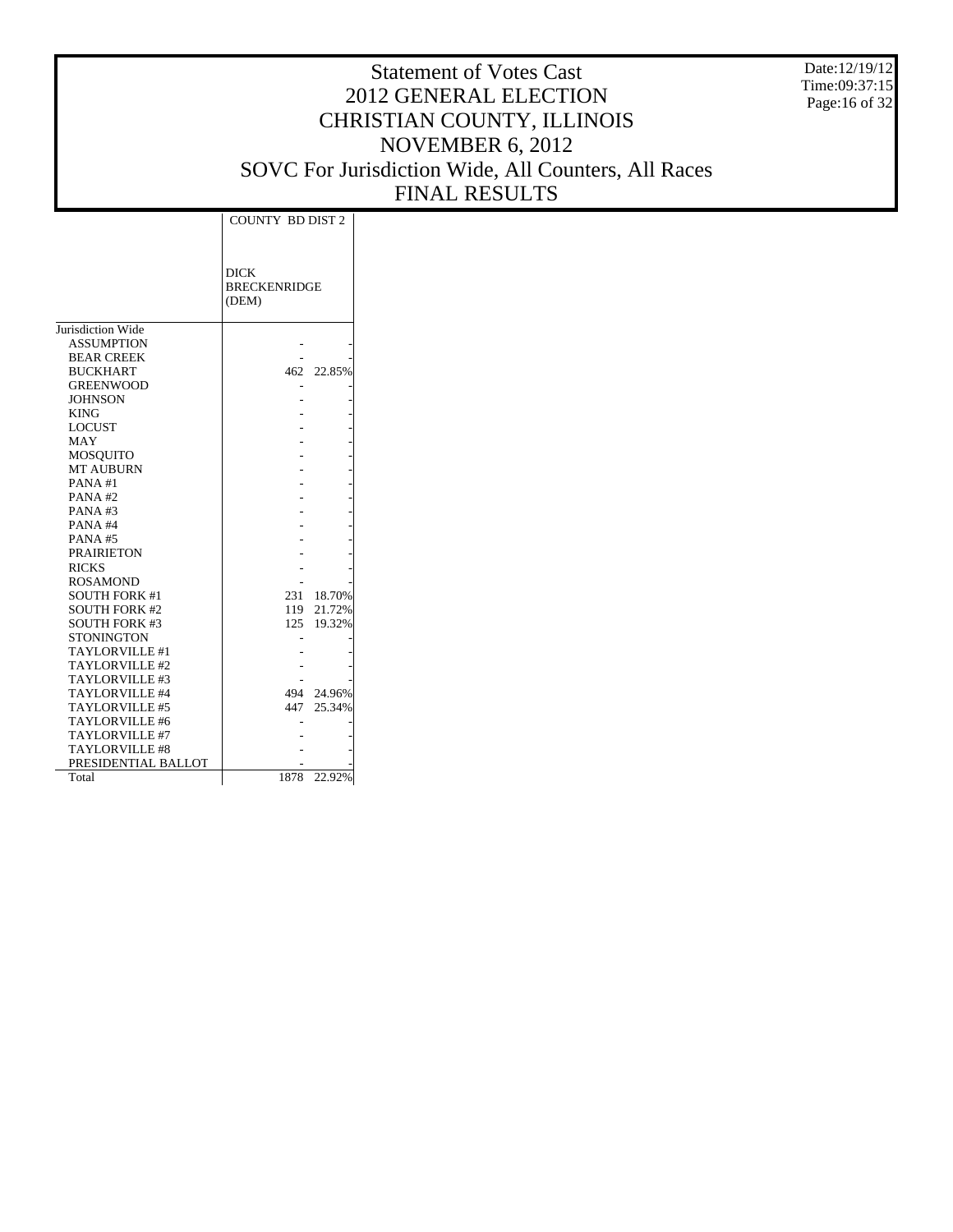# Statement of Votes Cast
# 2012 GENERAL ELECTION
# CHRISTIAN COUNTY, ILLINOIS
# NOVEMBER 6, 2012
# SOVC For Jurisdiction Wide, All Counters, All Races
# FINAL RESULTS

Date:12/19/12
Time:09:37:15

| | COUNTY BD DIST 2 | |
|---|---|---|
| | DICK BRECKENRIDGE (DEM) | |
| Jurisdiction Wide | | |
| ASSUMPTION | - | - |
| BEAR CREEK | - | - |
| BUCKHART | 462 | 22.85% |
| GREENWOOD | - | - |
| JOHNSON | - | - |
| KING | - | - |
| LOCUST | - | - |
| MAY | - | - |
| MOSQUITO | - | - |
| MT AUBURN | - | - |
| PANA #1 | - | - |
| PANA #2 | - | - |
| PANA #3 | - | - |
| PANA #4 | - | - |
| PANA #5 | - | - |
| PRAIRIETON | - | - |
| RICKS | - | - |
| ROSAMOND | - | - |
| SOUTH FORK #1 | 231 | 18.70% |
| SOUTH FORK #2 | 119 | 21.72% |
| SOUTH FORK #3 | 125 | 19.32% |
| STONINGTON | - | - |
| TAYLORVILLE #1 | - | - |
| TAYLORVILLE #2 | - | - |
| TAYLORVILLE #3 | - | - |
| TAYLORVILLE #4 | 494 | 24.96% |
| TAYLORVILLE #5 | 447 | 25.34% |
| TAYLORVILLE #6 | - | - |
| TAYLORVILLE #7 | - | - |
| TAYLORVILLE #8 | - | - |
| PRESIDENTIAL BALLOT | - | - |
| Total | 1878 | 22.92% |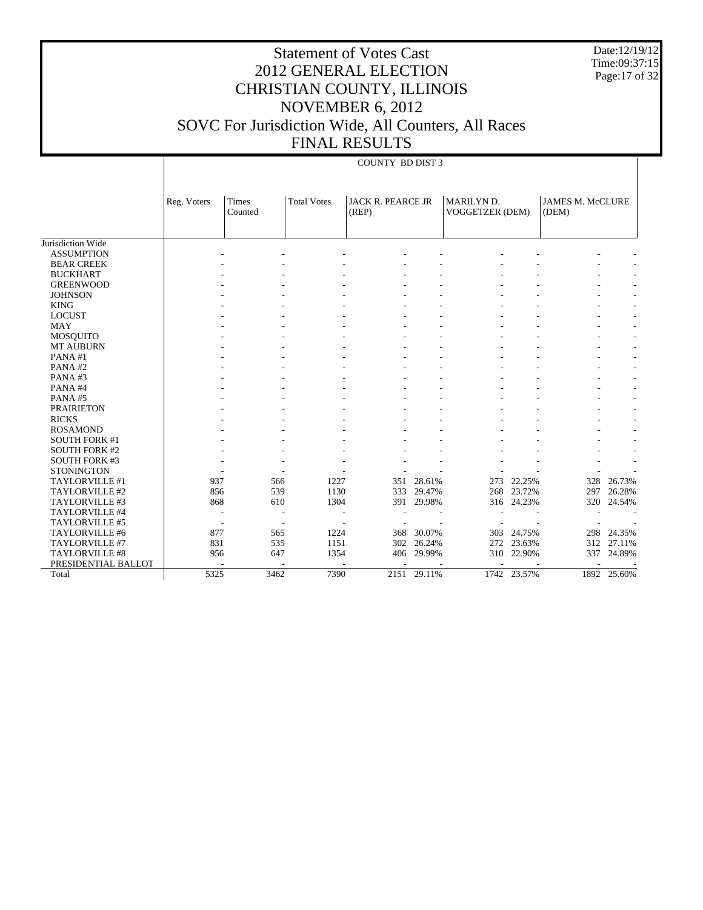# Statement of Votes Cast
# 2012 GENERAL ELECTION
# CHRISTIAN COUNTY, ILLINOIS
# NOVEMBER 6, 2012
# SOVC For Jurisdiction Wide, All Counters, All Races
# FINAL RESULTS

Date:12/19/12
Time:09:37:15

## COUNTY BD DIST 3

| | Reg. Voters | Times Counted | Total Votes | JACK R. PEARCE JR (REP) | | MARILYN D. VOGGETZER (DEM) | | JAMES M. McCLURE (DEM) | |
|---|---|---|---|---|---|---|---|---|---|
| Jurisdiction Wide | | | | | | | | | |
| ASSUMPTION | - | - | - | - | - | - | - | - | - |
| BEAR CREEK | - | - | - | - | - | - | - | - | - |
| BUCKHART | - | - | - | - | - | - | - | - | - |
| GREENWOOD | - | - | - | - | - | - | - | - | - |
| JOHNSON | - | - | - | - | - | - | - | - | - |
| KING | - | - | - | - | - | - | - | - | - |
| LOCUST | - | - | - | - | - | - | - | - | - |
| MAY | - | - | - | - | - | - | - | - | - |
| MOSQUITO | - | - | - | - | - | - | - | - | - |
| MT AUBURN | - | - | - | - | - | - | - | - | - |
| PANA #1 | - | - | - | - | - | - | - | - | - |
| PANA #2 | - | - | - | - | - | - | - | - | - |
| PANA #3 | - | - | - | - | - | - | - | - | - |
| PANA #4 | - | - | - | - | - | - | - | - | - |
| PANA #5 | - | - | - | - | - | - | - | - | - |
| PRAIRIETON | - | - | - | - | - | - | - | - | - |
| RICKS | - | - | - | - | - | - | - | - | - |
| ROSAMOND | - | - | - | - | - | - | - | - | - |
| SOUTH FORK #1 | - | - | - | - | - | - | - | - | - |
| SOUTH FORK #2 | - | - | - | - | - | - | - | - | - |
| SOUTH FORK #3 | - | - | - | - | - | - | - | - | - |
| STONINGTON | - | - | - | - | - | - | - | - | - |
| TAYLORVILLE #1 | 937 | 566 | 1227 | 351 | 28.61% | 273 | 22.25% | 328 | 26.73% |
| TAYLORVILLE #2 | 856 | 539 | 1130 | 333 | 29.47% | 268 | 23.72% | 297 | 26.28% |
| TAYLORVILLE #3 | 868 | 610 | 1304 | 391 | 29.98% | 316 | 24.23% | 320 | 24.54% |
| TAYLORVILLE #4 | - | - | - | - | - | - | - | - | - |
| TAYLORVILLE #5 | - | - | - | - | - | - | - | - | - |
| TAYLORVILLE #6 | 877 | 565 | 1224 | 368 | 30.07% | 303 | 24.75% | 298 | 24.35% |
| TAYLORVILLE #7 | 831 | 535 | 1151 | 302 | 26.24% | 272 | 23.63% | 312 | 27.11% |
| TAYLORVILLE #8 | 956 | 647 | 1354 | 406 | 29.99% | 310 | 22.90% | 337 | 24.89% |
| PRESIDENTIAL BALLOT | - | - | - | - | - | - | - | - | - |
| Total | 5325 | 3462 | 7390 | 2151 | 29.11% | 1742 | 23.57% | 1892 | 25.60% |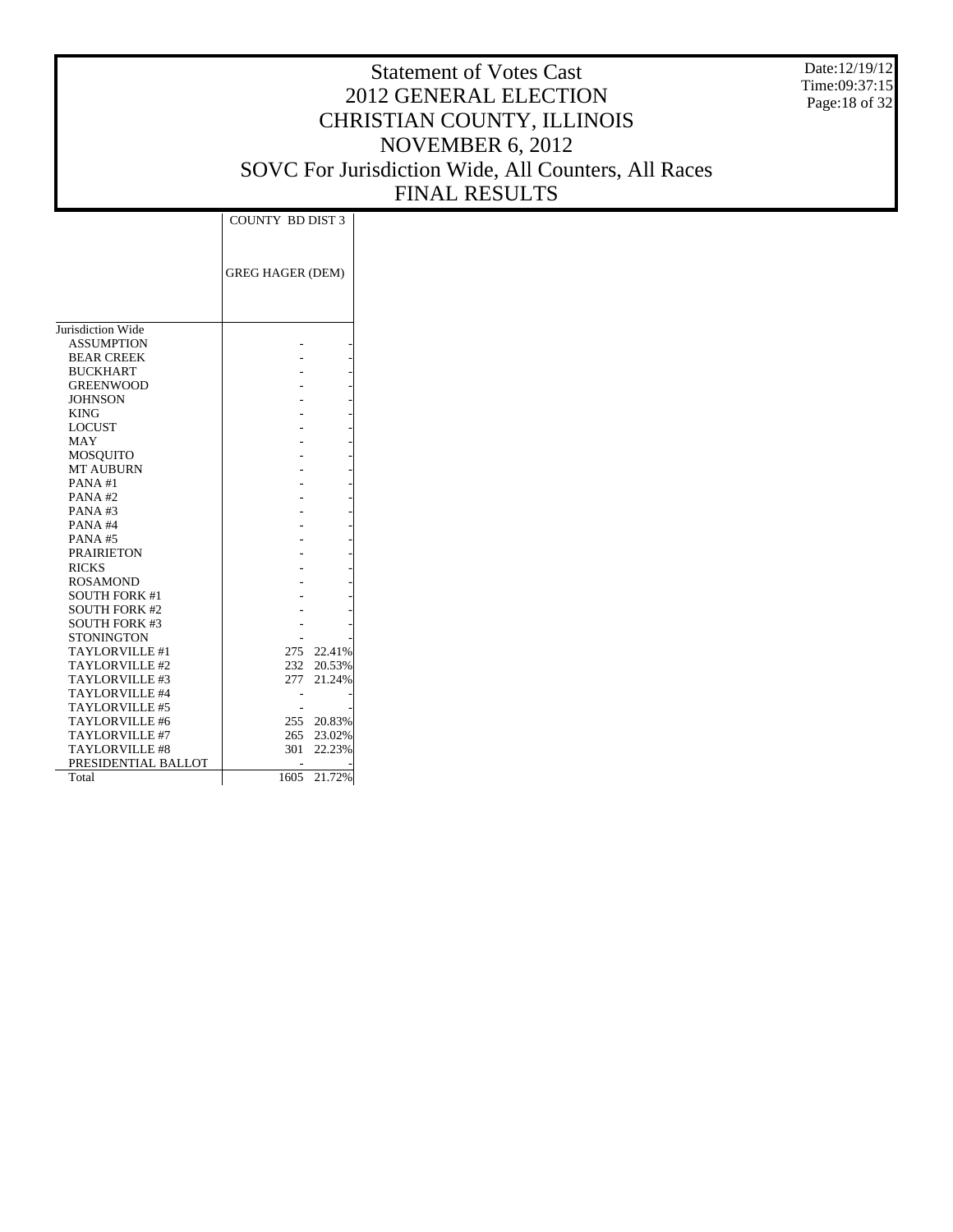# Statement of Votes Cast
# 2012 GENERAL ELECTION
# CHRISTIAN COUNTY, ILLINOIS
# NOVEMBER 6, 2012
# SOVC For Jurisdiction Wide, All Counters, All Races
# FINAL RESULTS

Date:12/19/12
Time:09:37:15

| | COUNTY BD DIST 3 | |
|---|---|---|
| | GREG HAGER (DEM) | |
| Jurisdiction Wide | | |
| ASSUMPTION | - | - |
| BEAR CREEK | - | - |
| BUCKHART | - | - |
| GREENWOOD | - | - |
| JOHNSON | - | - |
| KING | - | - |
| LOCUST | - | - |
| MAY | - | - |
| MOSQUITO | - | - |
| MT AUBURN | - | - |
| PANA #1 | - | - |
| PANA #2 | - | - |
| PANA #3 | - | - |
| PANA #4 | - | - |
| PANA #5 | - | - |
| PRAIRIETON | - | - |
| RICKS | - | - |
| ROSAMOND | - | - |
| SOUTH FORK #1 | - | - |
| SOUTH FORK #2 | - | - |
| SOUTH FORK #3 | - | - |
| STONINGTON | - | - |
| TAYLORVILLE #1 | 275 | 22.41% |
| TAYLORVILLE #2 | 232 | 20.53% |
| TAYLORVILLE #3 | 277 | 21.24% |
| TAYLORVILLE #4 | - | - |
| TAYLORVILLE #5 | - | - |
| TAYLORVILLE #6 | 255 | 20.83% |
| TAYLORVILLE #7 | 265 | 23.02% |
| TAYLORVILLE #8 | 301 | 22.23% |
| PRESIDENTIAL BALLOT | - | - |
| Total | 1605 | 21.72% |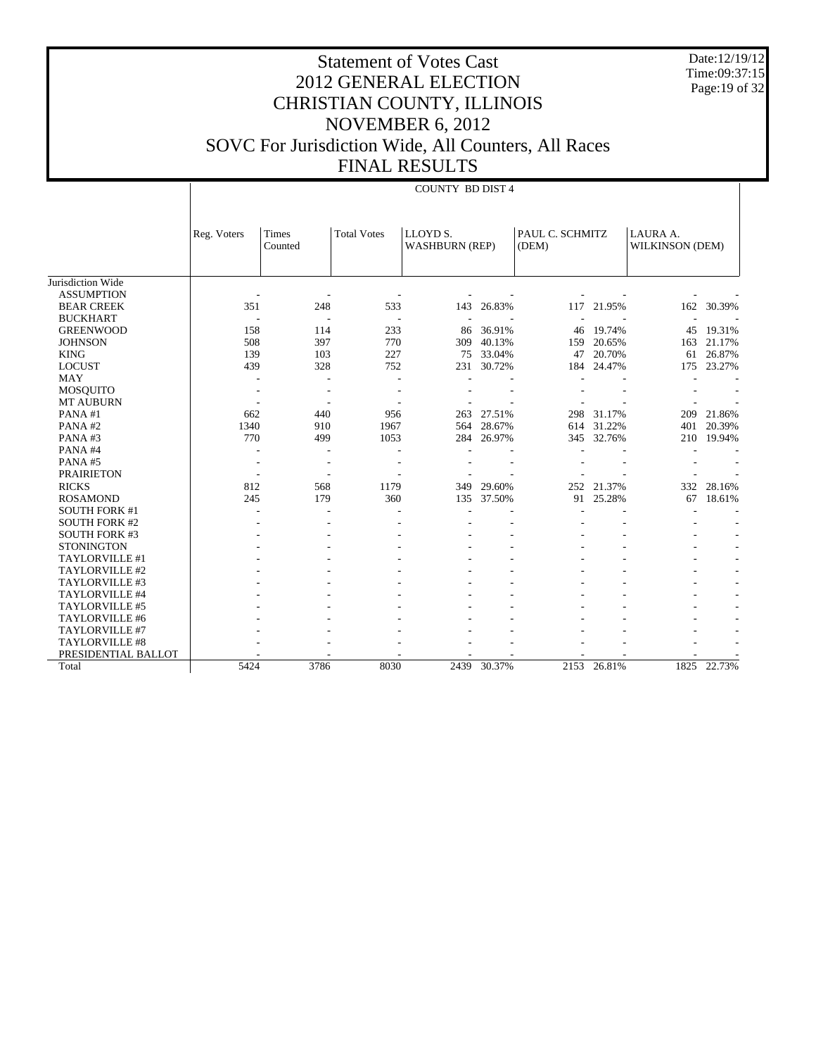# Statement of Votes Cast
# 2012 GENERAL ELECTION
# CHRISTIAN COUNTY, ILLINOIS
# NOVEMBER 6, 2012
# SOVC For Jurisdiction Wide, All Counters, All Races
# FINAL RESULTS

Date:12/19/12
Time:09:37:15

| | COUNTY BD DIST 4 | | | | | | | | |
|---|---|---|---|---|---|---|---|---|---|
| | Reg. Voters | Times Counted | Total Votes | LLOYD S. WASHBURN (REP) | | PAUL C. SCHMITZ (DEM) | | LAURA A. WILKINSON (DEM) | |
| Jurisdiction Wide | | | | | | | | | |
| ASSUMPTION | - | - | - | - | - | - | - | - | - |
| BEAR CREEK | 351 | 248 | 533 | 143 | 26.83% | 117 | 21.95% | 162 | 30.39% |
| BUCKHART | - | - | - | - | - | - | - | - | - |
| GREENWOOD | 158 | 114 | 233 | 86 | 36.91% | 46 | 19.74% | 45 | 19.31% |
| JOHNSON | 508 | 397 | 770 | 309 | 40.13% | 159 | 20.65% | 163 | 21.17% |
| KING | 139 | 103 | 227 | 75 | 33.04% | 47 | 20.70% | 61 | 26.87% |
| LOCUST | 439 | 328 | 752 | 231 | 30.72% | 184 | 24.47% | 175 | 23.27% |
| MAY | - | - | - | - | - | - | - | - | - |
| MOSQUITO | - | - | - | - | - | - | - | - | - |
| MT AUBURN | - | - | - | - | - | - | - | - | - |
| PANA #1 | 662 | 440 | 956 | 263 | 27.51% | 298 | 31.17% | 209 | 21.86% |
| PANA #2 | 1340 | 910 | 1967 | 564 | 28.67% | 614 | 31.22% | 401 | 20.39% |
| PANA #3 | 770 | 499 | 1053 | 284 | 26.97% | 345 | 32.76% | 210 | 19.94% |
| PANA #4 | - | - | - | - | - | - | - | - | - |
| PANA #5 | - | - | - | - | - | - | - | - | - |
| PRAIRIETON | - | - | - | - | - | - | - | - | - |
| RICKS | 812 | 568 | 1179 | 349 | 29.60% | 252 | 21.37% | 332 | 28.16% |
| ROSAMOND | 245 | 179 | 360 | 135 | 37.50% | 91 | 25.28% | 67 | 18.61% |
| SOUTH FORK #1 | - | - | - | - | - | - | - | - | - |
| SOUTH FORK #2 | - | - | - | - | - | - | - | - | - |
| SOUTH FORK #3 | - | - | - | - | - | - | - | - | - |
| STONINGTON | - | - | - | - | - | - | - | - | - |
| TAYLORVILLE #1 | - | - | - | - | - | - | - | - | - |
| TAYLORVILLE #2 | - | - | - | - | - | - | - | - | - |
| TAYLORVILLE #3 | - | - | - | - | - | - | - | - | - |
| TAYLORVILLE #4 | - | - | - | - | - | - | - | - | - |
| TAYLORVILLE #5 | - | - | - | - | - | - | - | - | - |
| TAYLORVILLE #6 | - | - | - | - | - | - | - | - | - |
| TAYLORVILLE #7 | - | - | - | - | - | - | - | - | - |
| TAYLORVILLE #8 | - | - | - | - | - | - | - | - | - |
| PRESIDENTIAL BALLOT | - | - | - | - | - | - | - | - | - |
| Total | 5424 | 3786 | 8030 | 2439 | 30.37% | 2153 | 26.81% | 1825 | 22.73% |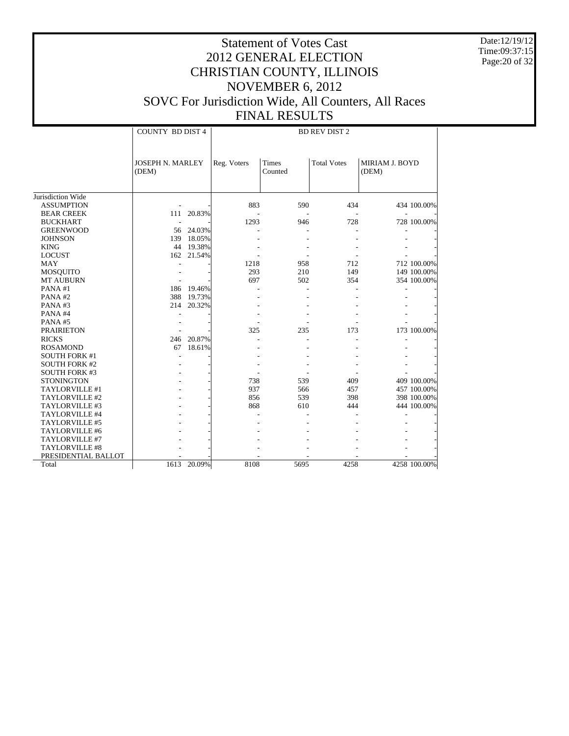# Statement of Votes Cast
# 2012 GENERAL ELECTION
# CHRISTIAN COUNTY, ILLINOIS
# NOVEMBER 6, 2012
# SOVC For Jurisdiction Wide, All Counters, All Races
# FINAL RESULTS

| | COUNTY BD DIST 4 | | BD REV DIST 2 | | | | |
|---|---|---|---|---|---|---|---|
| | JOSEPH N. MARLEY (DEM) | | Reg. Voters | Times Counted | Total Votes | MIRIAM J. BOYD (DEM) | |
| Jurisdiction Wide | | | | | | | |
| ASSUMPTION | - | - | 883 | 590 | 434 | 434 | 100.00% |
| BEAR CREEK | 111 | 20.83% | - | - | - | - | - |
| BUCKHART | - | - | 1293 | 946 | 728 | 728 | 100.00% |
| GREENWOOD | 56 | 24.03% | - | - | - | - | - |
| JOHNSON | 139 | 18.05% | - | - | - | - | - |
| KING | 44 | 19.38% | - | - | - | - | - |
| LOCUST | 162 | 21.54% | - | - | - | - | - |
| MAY | - | - | 1218 | 958 | 712 | 712 | 100.00% |
| MOSQUITO | - | - | 293 | 210 | 149 | 149 | 100.00% |
| MT AUBURN | - | - | 697 | 502 | 354 | 354 | 100.00% |
| PANA #1 | 186 | 19.46% | - | - | - | - | - |
| PANA #2 | 388 | 19.73% | - | - | - | - | - |
| PANA #3 | 214 | 20.32% | - | - | - | - | - |
| PANA #4 | - | - | - | - | - | - | - |
| PANA #5 | - | - | - | - | - | - | - |
| PRAIRIETON | - | - | 325 | 235 | 173 | 173 | 100.00% |
| RICKS | 246 | 20.87% | - | - | - | - | - |
| ROSAMOND | 67 | 18.61% | - | - | - | - | - |
| SOUTH FORK #1 | - | - | - | - | - | - | - |
| SOUTH FORK #2 | - | - | - | - | - | - | - |
| SOUTH FORK #3 | - | - | - | - | - | - | - |
| STONINGTON | - | - | 738 | 539 | 409 | 409 | 100.00% |
| TAYLORVILLE #1 | - | - | 937 | 566 | 457 | 457 | 100.00% |
| TAYLORVILLE #2 | - | - | 856 | 539 | 398 | 398 | 100.00% |
| TAYLORVILLE #3 | - | - | 868 | 610 | 444 | 444 | 100.00% |
| TAYLORVILLE #4 | - | - | - | - | - | - | - |
| TAYLORVILLE #5 | - | - | - | - | - | - | - |
| TAYLORVILLE #6 | - | - | - | - | - | - | - |
| TAYLORVILLE #7 | - | - | - | - | - | - | - |
| TAYLORVILLE #8 | - | - | - | - | - | - | - |
| PRESIDENTIAL BALLOT | - | - | - | - | - | - | - |
| Total | 1613 | 20.09% | 8108 | 5695 | 4258 | 4258 | 100.00% |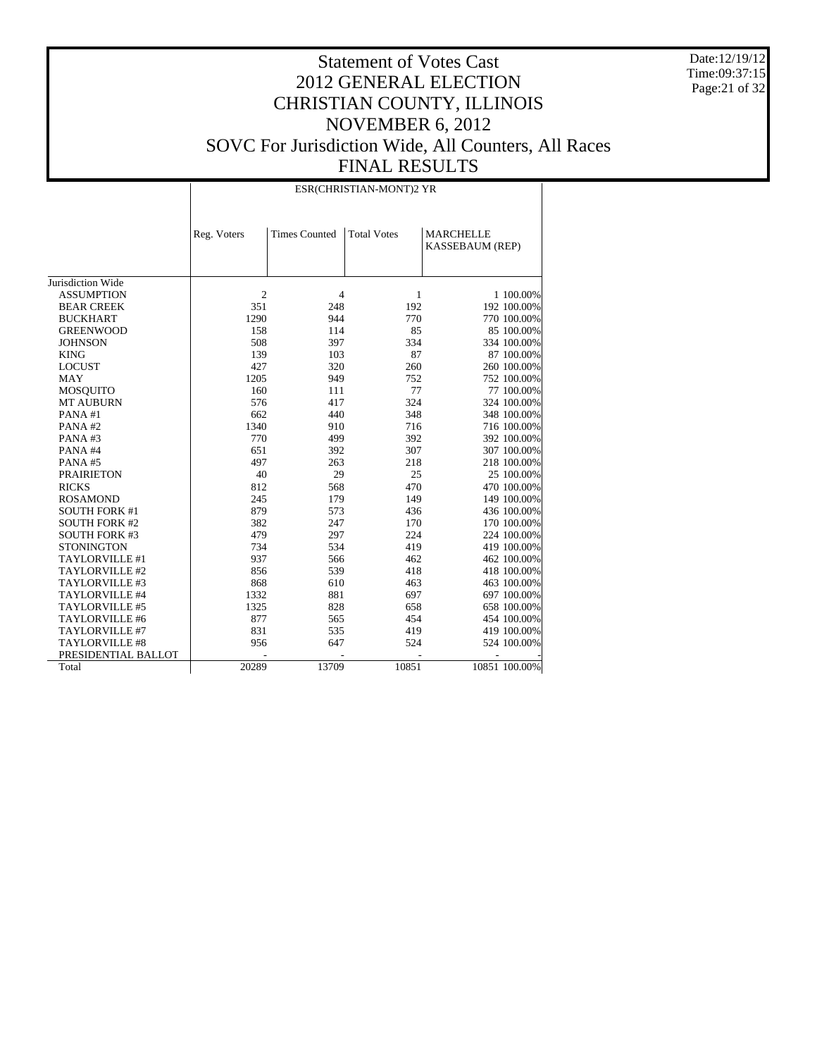# Statement of Votes Cast
# 2012 GENERAL ELECTION
# CHRISTIAN COUNTY, ILLINOIS
# NOVEMBER 6, 2012
# SOVC For Jurisdiction Wide, All Counters, All Races
# FINAL RESULTS

Date:12/19/12
Time:09:37:15

| | ESR(CHRISTIAN-MONT)2 YR | | | | |
|---|---|---|---|---|---|
| | Reg. Voters | Times Counted | Total Votes | MARCHELLE KASSEBAUM (REP) | |
| Jurisdiction Wide | | | | | |
| ASSUMPTION | 2 | 4 | 1 | 1 | 100.00% |
| BEAR CREEK | 351 | 248 | 192 | 192 | 100.00% |
| BUCKHART | 1290 | 944 | 770 | 770 | 100.00% |
| GREENWOOD | 158 | 114 | 85 | 85 | 100.00% |
| JOHNSON | 508 | 397 | 334 | 334 | 100.00% |
| KING | 139 | 103 | 87 | 87 | 100.00% |
| LOCUST | 427 | 320 | 260 | 260 | 100.00% |
| MAY | 1205 | 949 | 752 | 752 | 100.00% |
| MOSQUITO | 160 | 111 | 77 | 77 | 100.00% |
| MT AUBURN | 576 | 417 | 324 | 324 | 100.00% |
| PANA #1 | 662 | 440 | 348 | 348 | 100.00% |
| PANA #2 | 1340 | 910 | 716 | 716 | 100.00% |
| PANA #3 | 770 | 499 | 392 | 392 | 100.00% |
| PANA #4 | 651 | 392 | 307 | 307 | 100.00% |
| PANA #5 | 497 | 263 | 218 | 218 | 100.00% |
| PRAIRIETON | 40 | 29 | 25 | 25 | 100.00% |
| RICKS | 812 | 568 | 470 | 470 | 100.00% |
| ROSAMOND | 245 | 179 | 149 | 149 | 100.00% |
| SOUTH FORK #1 | 879 | 573 | 436 | 436 | 100.00% |
| SOUTH FORK #2 | 382 | 247 | 170 | 170 | 100.00% |
| SOUTH FORK #3 | 479 | 297 | 224 | 224 | 100.00% |
| STONINGTON | 734 | 534 | 419 | 419 | 100.00% |
| TAYLORVILLE #1 | 937 | 566 | 462 | 462 | 100.00% |
| TAYLORVILLE #2 | 856 | 539 | 418 | 418 | 100.00% |
| TAYLORVILLE #3 | 868 | 610 | 463 | 463 | 100.00% |
| TAYLORVILLE #4 | 1332 | 881 | 697 | 697 | 100.00% |
| TAYLORVILLE #5 | 1325 | 828 | 658 | 658 | 100.00% |
| TAYLORVILLE #6 | 877 | 565 | 454 | 454 | 100.00% |
| TAYLORVILLE #7 | 831 | 535 | 419 | 419 | 100.00% |
| TAYLORVILLE #8 | 956 | 647 | 524 | 524 | 100.00% |
| PRESIDENTIAL BALLOT | - | - | - | - | - |
| Total | 20289 | 13709 | 10851 | 10851 | 100.00% |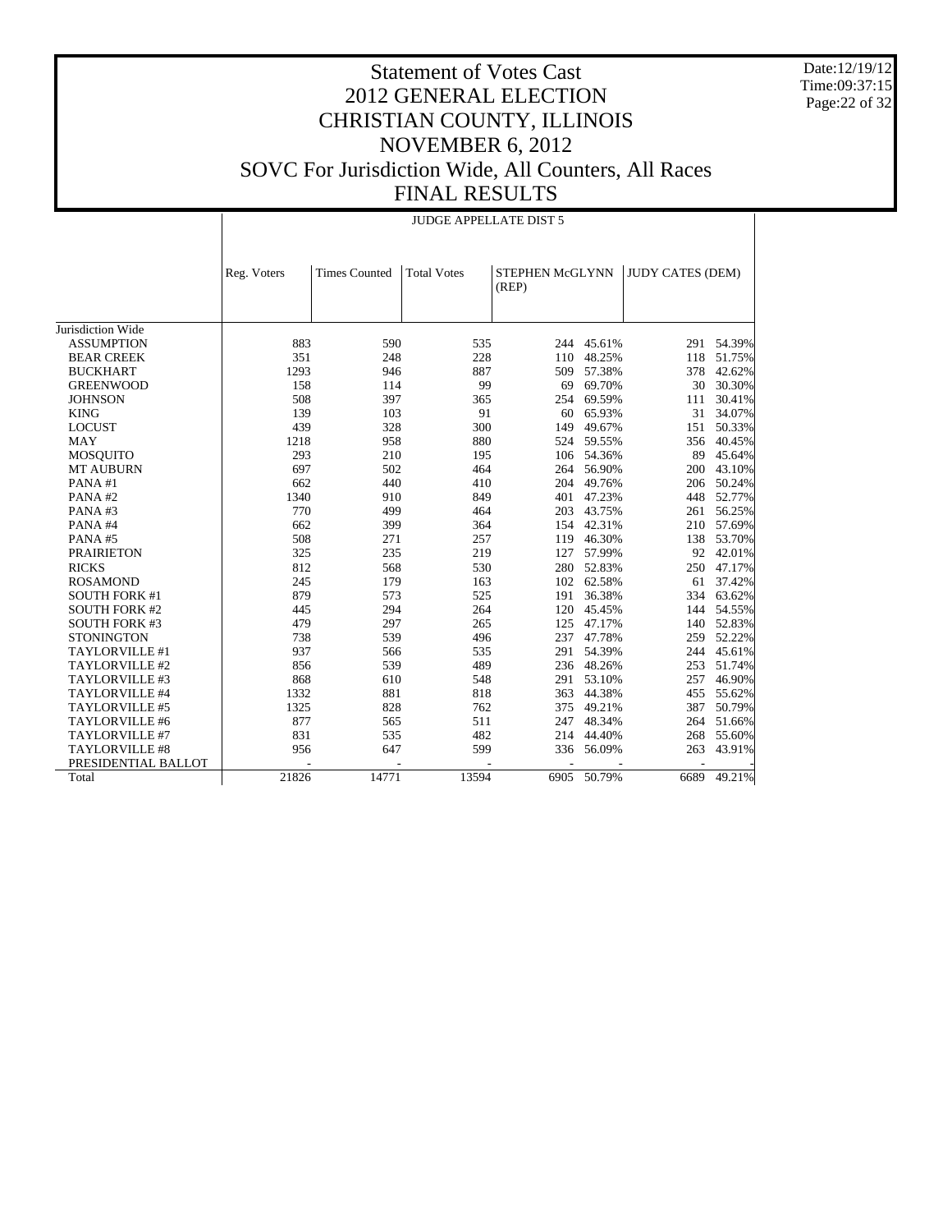# Statement of Votes Cast
# 2012 GENERAL ELECTION
# CHRISTIAN COUNTY, ILLINOIS
# NOVEMBER 6, 2012
# SOVC For Jurisdiction Wide, All Counters, All Races
# FINAL RESULTS

Date:12/19/12
Time:09:37:15

| | JUDGE APPELLATE DIST 5 | | | | | | |
|---|---|---|---|---|---|---|---|
| | Reg. Voters | Times Counted | Total Votes | STEPHEN McGLYNN (REP) | | JUDY CATES (DEM) | |
| Jurisdiction Wide | | | | | | | |
| ASSUMPTION | 883 | 590 | 535 | 244 | 45.61% | 291 | 54.39% |
| BEAR CREEK | 351 | 248 | 228 | 110 | 48.25% | 118 | 51.75% |
| BUCKHART | 1293 | 946 | 887 | 509 | 57.38% | 378 | 42.62% |
| GREENWOOD | 158 | 114 | 99 | 69 | 69.70% | 30 | 30.30% |
| JOHNSON | 508 | 397 | 365 | 254 | 69.59% | 111 | 30.41% |
| KING | 139 | 103 | 91 | 60 | 65.93% | 31 | 34.07% |
| LOCUST | 439 | 328 | 300 | 149 | 49.67% | 151 | 50.33% |
| MAY | 1218 | 958 | 880 | 524 | 59.55% | 356 | 40.45% |
| MOSQUITO | 293 | 210 | 195 | 106 | 54.36% | 89 | 45.64% |
| MT AUBURN | 697 | 502 | 464 | 264 | 56.90% | 200 | 43.10% |
| PANA #1 | 662 | 440 | 410 | 204 | 49.76% | 206 | 50.24% |
| PANA #2 | 1340 | 910 | 849 | 401 | 47.23% | 448 | 52.77% |
| PANA #3 | 770 | 499 | 464 | 203 | 43.75% | 261 | 56.25% |
| PANA #4 | 662 | 399 | 364 | 154 | 42.31% | 210 | 57.69% |
| PANA #5 | 508 | 271 | 257 | 119 | 46.30% | 138 | 53.70% |
| PRAIRIETON | 325 | 235 | 219 | 127 | 57.99% | 92 | 42.01% |
| RICKS | 812 | 568 | 530 | 280 | 52.83% | 250 | 47.17% |
| ROSAMOND | 245 | 179 | 163 | 102 | 62.58% | 61 | 37.42% |
| SOUTH FORK #1 | 879 | 573 | 525 | 191 | 36.38% | 334 | 63.62% |
| SOUTH FORK #2 | 445 | 294 | 264 | 120 | 45.45% | 144 | 54.55% |
| SOUTH FORK #3 | 479 | 297 | 265 | 125 | 47.17% | 140 | 52.83% |
| STONINGTON | 738 | 539 | 496 | 237 | 47.78% | 259 | 52.22% |
| TAYLORVILLE #1 | 937 | 566 | 535 | 291 | 54.39% | 244 | 45.61% |
| TAYLORVILLE #2 | 856 | 539 | 489 | 236 | 48.26% | 253 | 51.74% |
| TAYLORVILLE #3 | 868 | 610 | 548 | 291 | 53.10% | 257 | 46.90% |
| TAYLORVILLE #4 | 1332 | 881 | 818 | 363 | 44.38% | 455 | 55.62% |
| TAYLORVILLE #5 | 1325 | 828 | 762 | 375 | 49.21% | 387 | 50.79% |
| TAYLORVILLE #6 | 877 | 565 | 511 | 247 | 48.34% | 264 | 51.66% |
| TAYLORVILLE #7 | 831 | 535 | 482 | 214 | 44.40% | 268 | 55.60% |
| TAYLORVILLE #8 | 956 | 647 | 599 | 336 | 56.09% | 263 | 43.91% |
| PRESIDENTIAL BALLOT | - | - | - | - | - | - | - |
| Total | 21826 | 14771 | 13594 | 6905 | 50.79% | 6689 | 49.21% |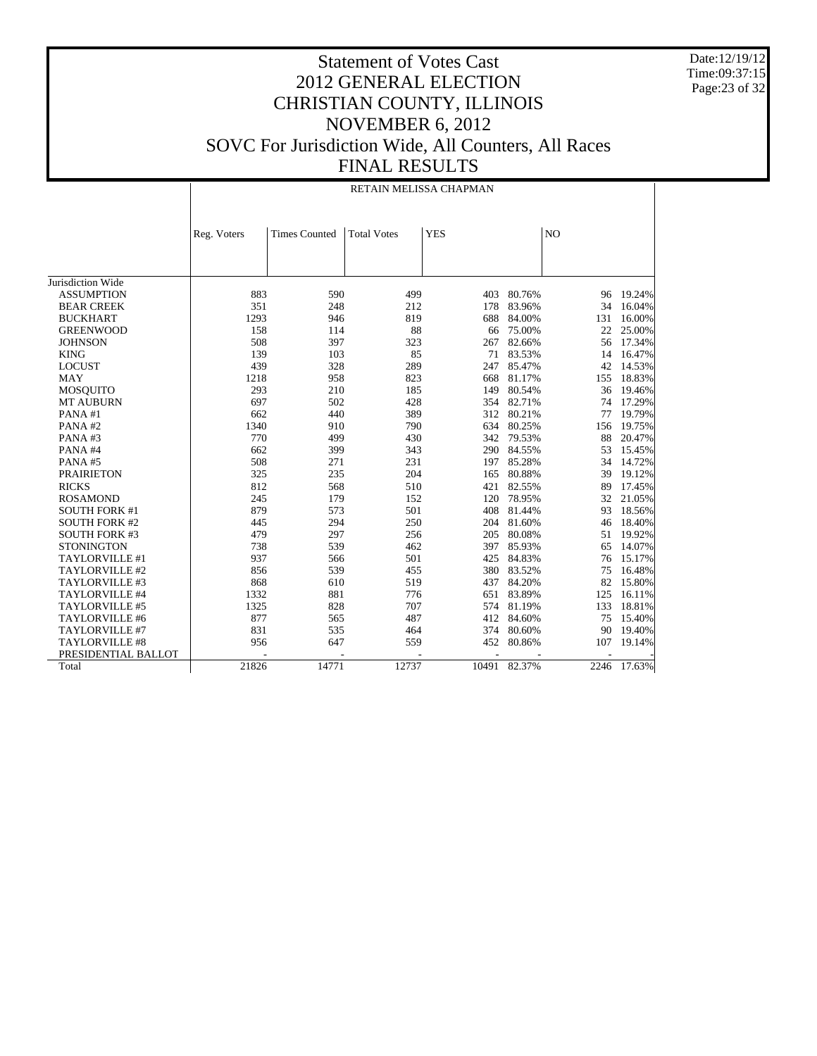# Statement of Votes Cast
# 2012 GENERAL ELECTION
# CHRISTIAN COUNTY, ILLINOIS
# NOVEMBER 6, 2012
# SOVC For Jurisdiction Wide, All Counters, All Races
# FINAL RESULTS

| | RETAIN MELISSA CHAPMAN | | | | | | |
|---|---|---|---|---|---|---|---|
| | Reg. Voters | Times Counted | Total Votes | YES | | NO | |
| Jurisdiction Wide | | | | | | | |
| ASSUMPTION | 883 | 590 | 499 | 403 | 80.76% | 96 | 19.24% |
| BEAR CREEK | 351 | 248 | 212 | 178 | 83.96% | 34 | 16.04% |
| BUCKHART | 1293 | 946 | 819 | 688 | 84.00% | 131 | 16.00% |
| GREENWOOD | 158 | 114 | 88 | 66 | 75.00% | 22 | 25.00% |
| JOHNSON | 508 | 397 | 323 | 267 | 82.66% | 56 | 17.34% |
| KING | 139 | 103 | 85 | 71 | 83.53% | 14 | 16.47% |
| LOCUST | 439 | 328 | 289 | 247 | 85.47% | 42 | 14.53% |
| MAY | 1218 | 958 | 823 | 668 | 81.17% | 155 | 18.83% |
| MOSQUITO | 293 | 210 | 185 | 149 | 80.54% | 36 | 19.46% |
| MT AUBURN | 697 | 502 | 428 | 354 | 82.71% | 74 | 17.29% |
| PANA #1 | 662 | 440 | 389 | 312 | 80.21% | 77 | 19.79% |
| PANA #2 | 1340 | 910 | 790 | 634 | 80.25% | 156 | 19.75% |
| PANA #3 | 770 | 499 | 430 | 342 | 79.53% | 88 | 20.47% |
| PANA #4 | 662 | 399 | 343 | 290 | 84.55% | 53 | 15.45% |
| PANA #5 | 508 | 271 | 231 | 197 | 85.28% | 34 | 14.72% |
| PRAIRIETON | 325 | 235 | 204 | 165 | 80.88% | 39 | 19.12% |
| RICKS | 812 | 568 | 510 | 421 | 82.55% | 89 | 17.45% |
| ROSAMOND | 245 | 179 | 152 | 120 | 78.95% | 32 | 21.05% |
| SOUTH FORK #1 | 879 | 573 | 501 | 408 | 81.44% | 93 | 18.56% |
| SOUTH FORK #2 | 445 | 294 | 250 | 204 | 81.60% | 46 | 18.40% |
| SOUTH FORK #3 | 479 | 297 | 256 | 205 | 80.08% | 51 | 19.92% |
| STONINGTON | 738 | 539 | 462 | 397 | 85.93% | 65 | 14.07% |
| TAYLORVILLE #1 | 937 | 566 | 501 | 425 | 84.83% | 76 | 15.17% |
| TAYLORVILLE #2 | 856 | 539 | 455 | 380 | 83.52% | 75 | 16.48% |
| TAYLORVILLE #3 | 868 | 610 | 519 | 437 | 84.20% | 82 | 15.80% |
| TAYLORVILLE #4 | 1332 | 881 | 776 | 651 | 83.89% | 125 | 16.11% |
| TAYLORVILLE #5 | 1325 | 828 | 707 | 574 | 81.19% | 133 | 18.81% |
| TAYLORVILLE #6 | 877 | 565 | 487 | 412 | 84.60% | 75 | 15.40% |
| TAYLORVILLE #7 | 831 | 535 | 464 | 374 | 80.60% | 90 | 19.40% |
| TAYLORVILLE #8 | 956 | 647 | 559 | 452 | 80.86% | 107 | 19.14% |
| PRESIDENTIAL BALLOT | - | - | - | - | - | - | - |
| Total | 21826 | 14771 | 12737 | 10491 | 82.37% | 2246 | 17.63% |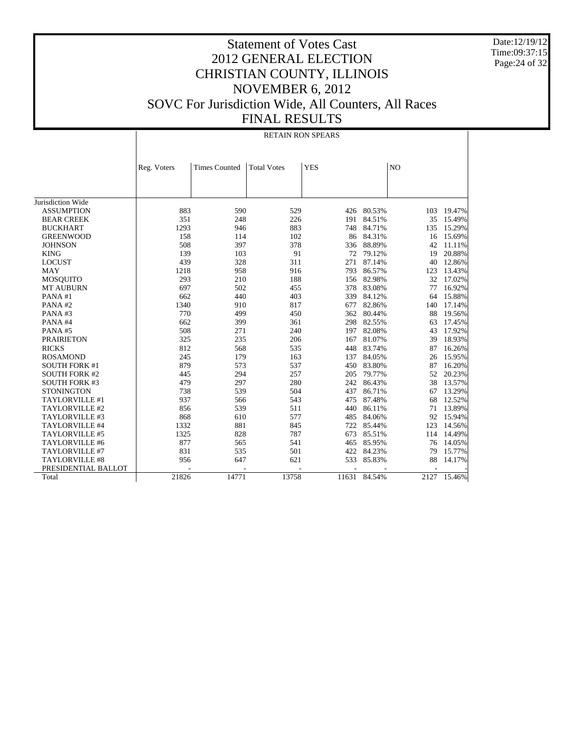# Statement of Votes Cast
# 2012 GENERAL ELECTION
# CHRISTIAN COUNTY, ILLINOIS
# NOVEMBER 6, 2012
# SOVC For Jurisdiction Wide, All Counters, All Races
# FINAL RESULTS

Date:12/19/12
Time:09:37:15

## RETAIN RON SPEARS

| | Reg. Voters | Times Counted | Total Votes | YES | | NO | |
|---|---|---|---|---|---|---|---|
| Jurisdiction Wide | | | | | | | |
| ASSUMPTION | 883 | 590 | 529 | 426 | 80.53% | 103 | 19.47% |
| BEAR CREEK | 351 | 248 | 226 | 191 | 84.51% | 35 | 15.49% |
| BUCKHART | 1293 | 946 | 883 | 748 | 84.71% | 135 | 15.29% |
| GREENWOOD | 158 | 114 | 102 | 86 | 84.31% | 16 | 15.69% |
| JOHNSON | 508 | 397 | 378 | 336 | 88.89% | 42 | 11.11% |
| KING | 139 | 103 | 91 | 72 | 79.12% | 19 | 20.88% |
| LOCUST | 439 | 328 | 311 | 271 | 87.14% | 40 | 12.86% |
| MAY | 1218 | 958 | 916 | 793 | 86.57% | 123 | 13.43% |
| MOSQUITO | 293 | 210 | 188 | 156 | 82.98% | 32 | 17.02% |
| MT AUBURN | 697 | 502 | 455 | 378 | 83.08% | 77 | 16.92% |
| PANA #1 | 662 | 440 | 403 | 339 | 84.12% | 64 | 15.88% |
| PANA #2 | 1340 | 910 | 817 | 677 | 82.86% | 140 | 17.14% |
| PANA #3 | 770 | 499 | 450 | 362 | 80.44% | 88 | 19.56% |
| PANA #4 | 662 | 399 | 361 | 298 | 82.55% | 63 | 17.45% |
| PANA #5 | 508 | 271 | 240 | 197 | 82.08% | 43 | 17.92% |
| PRAIRIETON | 325 | 235 | 206 | 167 | 81.07% | 39 | 18.93% |
| RICKS | 812 | 568 | 535 | 448 | 83.74% | 87 | 16.26% |
| ROSAMOND | 245 | 179 | 163 | 137 | 84.05% | 26 | 15.95% |
| SOUTH FORK #1 | 879 | 573 | 537 | 450 | 83.80% | 87 | 16.20% |
| SOUTH FORK #2 | 445 | 294 | 257 | 205 | 79.77% | 52 | 20.23% |
| SOUTH FORK #3 | 479 | 297 | 280 | 242 | 86.43% | 38 | 13.57% |
| STONINGTON | 738 | 539 | 504 | 437 | 86.71% | 67 | 13.29% |
| TAYLORVILLE #1 | 937 | 566 | 543 | 475 | 87.48% | 68 | 12.52% |
| TAYLORVILLE #2 | 856 | 539 | 511 | 440 | 86.11% | 71 | 13.89% |
| TAYLORVILLE #3 | 868 | 610 | 577 | 485 | 84.06% | 92 | 15.94% |
| TAYLORVILLE #4 | 1332 | 881 | 845 | 722 | 85.44% | 123 | 14.56% |
| TAYLORVILLE #5 | 1325 | 828 | 787 | 673 | 85.51% | 114 | 14.49% |
| TAYLORVILLE #6 | 877 | 565 | 541 | 465 | 85.95% | 76 | 14.05% |
| TAYLORVILLE #7 | 831 | 535 | 501 | 422 | 84.23% | 79 | 15.77% |
| TAYLORVILLE #8 | 956 | 647 | 621 | 533 | 85.83% | 88 | 14.17% |
| PRESIDENTIAL BALLOT | - | - | - | - | - | - | - |
| Total | 21826 | 14771 | 13758 | 11631 | 84.54% | 2127 | 15.46% |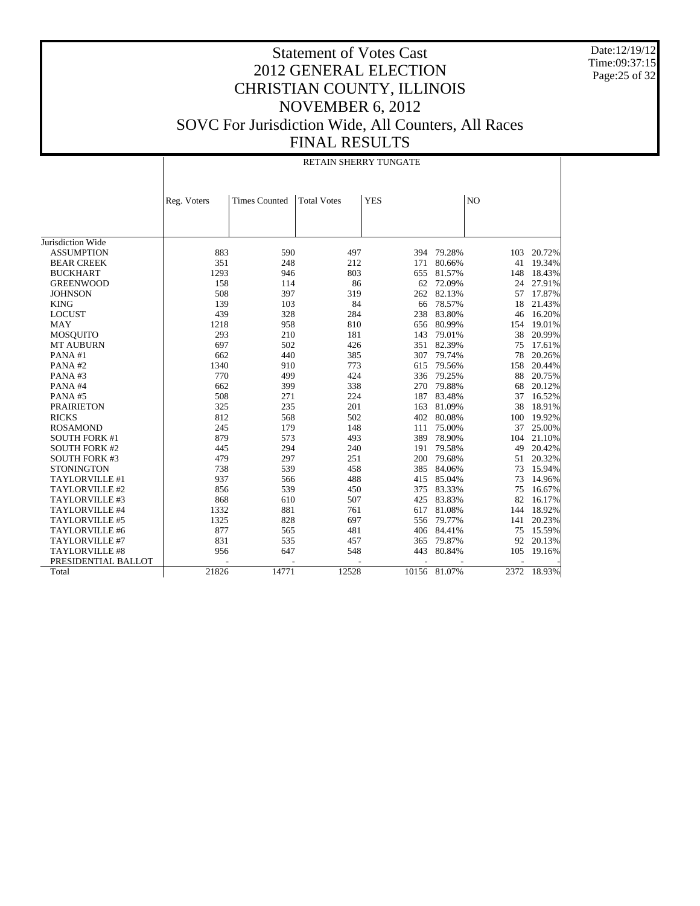# Statement of Votes Cast
# 2012 GENERAL ELECTION
# CHRISTIAN COUNTY, ILLINOIS
# NOVEMBER 6, 2012
# SOVC For Jurisdiction Wide, All Counters, All Races
# FINAL RESULTS

Date:12/19/12
Time:09:37:15

RETAIN SHERRY TUNGATE

| | Reg. Voters | Times Counted | Total Votes | YES | | NO | |
|---|---|---|---|---|---|---|---|
| Jurisdiction Wide | | | | | | | |
| ASSUMPTION | 883 | 590 | 497 | 394 | 79.28% | 103 | 20.72% |
| BEAR CREEK | 351 | 248 | 212 | 171 | 80.66% | 41 | 19.34% |
| BUCKHART | 1293 | 946 | 803 | 655 | 81.57% | 148 | 18.43% |
| GREENWOOD | 158 | 114 | 86 | 62 | 72.09% | 24 | 27.91% |
| JOHNSON | 508 | 397 | 319 | 262 | 82.13% | 57 | 17.87% |
| KING | 139 | 103 | 84 | 66 | 78.57% | 18 | 21.43% |
| LOCUST | 439 | 328 | 284 | 238 | 83.80% | 46 | 16.20% |
| MAY | 1218 | 958 | 810 | 656 | 80.99% | 154 | 19.01% |
| MOSQUITO | 293 | 210 | 181 | 143 | 79.01% | 38 | 20.99% |
| MT AUBURN | 697 | 502 | 426 | 351 | 82.39% | 75 | 17.61% |
| PANA #1 | 662 | 440 | 385 | 307 | 79.74% | 78 | 20.26% |
| PANA #2 | 1340 | 910 | 773 | 615 | 79.56% | 158 | 20.44% |
| PANA #3 | 770 | 499 | 424 | 336 | 79.25% | 88 | 20.75% |
| PANA #4 | 662 | 399 | 338 | 270 | 79.88% | 68 | 20.12% |
| PANA #5 | 508 | 271 | 224 | 187 | 83.48% | 37 | 16.52% |
| PRAIRIETON | 325 | 235 | 201 | 163 | 81.09% | 38 | 18.91% |
| RICKS | 812 | 568 | 502 | 402 | 80.08% | 100 | 19.92% |
| ROSAMOND | 245 | 179 | 148 | 111 | 75.00% | 37 | 25.00% |
| SOUTH FORK #1 | 879 | 573 | 493 | 389 | 78.90% | 104 | 21.10% |
| SOUTH FORK #2 | 445 | 294 | 240 | 191 | 79.58% | 49 | 20.42% |
| SOUTH FORK #3 | 479 | 297 | 251 | 200 | 79.68% | 51 | 20.32% |
| STONINGTON | 738 | 539 | 458 | 385 | 84.06% | 73 | 15.94% |
| TAYLORVILLE #1 | 937 | 566 | 488 | 415 | 85.04% | 73 | 14.96% |
| TAYLORVILLE #2 | 856 | 539 | 450 | 375 | 83.33% | 75 | 16.67% |
| TAYLORVILLE #3 | 868 | 610 | 507 | 425 | 83.83% | 82 | 16.17% |
| TAYLORVILLE #4 | 1332 | 881 | 761 | 617 | 81.08% | 144 | 18.92% |
| TAYLORVILLE #5 | 1325 | 828 | 697 | 556 | 79.77% | 141 | 20.23% |
| TAYLORVILLE #6 | 877 | 565 | 481 | 406 | 84.41% | 75 | 15.59% |
| TAYLORVILLE #7 | 831 | 535 | 457 | 365 | 79.87% | 92 | 20.13% |
| TAYLORVILLE #8 | 956 | 647 | 548 | 443 | 80.84% | 105 | 19.16% |
| PRESIDENTIAL BALLOT | - | - | - | - | - | - | - |
| Total | 21826 | 14771 | 12528 | 10156 | 81.07% | 2372 | 18.93% |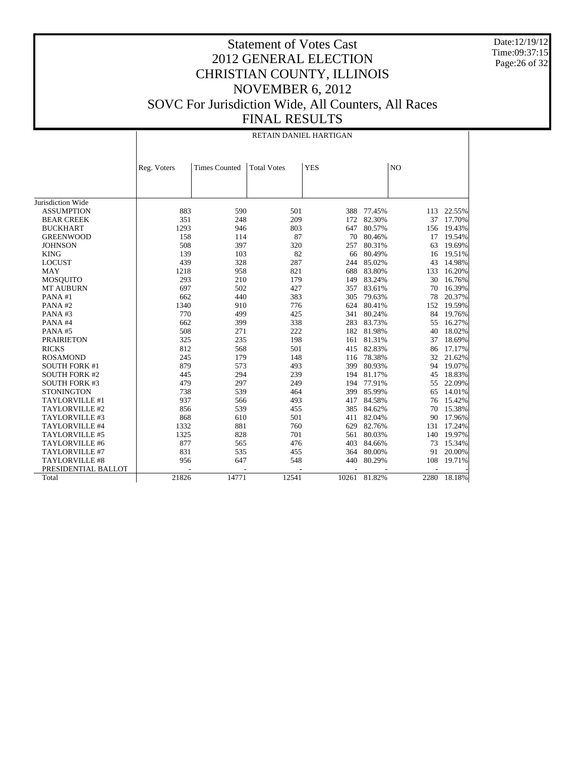# Statement of Votes Cast
# 2012 GENERAL ELECTION
# CHRISTIAN COUNTY, ILLINOIS
# NOVEMBER 6, 2012
# SOVC For Jurisdiction Wide, All Counters, All Races
# FINAL RESULTS

Date:12/19/12
Time:09:37:15

## RETAIN DANIEL HARTIGAN

| | Reg. Voters | Times Counted | Total Votes | YES | | NO | |
|---|---|---|---|---|---|---|---|
| Jurisdiction Wide | | | | | | | |
| ASSUMPTION | 883 | 590 | 501 | 388 | 77.45% | 113 | 22.55% |
| BEAR CREEK | 351 | 248 | 209 | 172 | 82.30% | 37 | 17.70% |
| BUCKHART | 1293 | 946 | 803 | 647 | 80.57% | 156 | 19.43% |
| GREENWOOD | 158 | 114 | 87 | 70 | 80.46% | 17 | 19.54% |
| JOHNSON | 508 | 397 | 320 | 257 | 80.31% | 63 | 19.69% |
| KING | 139 | 103 | 82 | 66 | 80.49% | 16 | 19.51% |
| LOCUST | 439 | 328 | 287 | 244 | 85.02% | 43 | 14.98% |
| MAY | 1218 | 958 | 821 | 688 | 83.80% | 133 | 16.20% |
| MOSQUITO | 293 | 210 | 179 | 149 | 83.24% | 30 | 16.76% |
| MT AUBURN | 697 | 502 | 427 | 357 | 83.61% | 70 | 16.39% |
| PANA #1 | 662 | 440 | 383 | 305 | 79.63% | 78 | 20.37% |
| PANA #2 | 1340 | 910 | 776 | 624 | 80.41% | 152 | 19.59% |
| PANA #3 | 770 | 499 | 425 | 341 | 80.24% | 84 | 19.76% |
| PANA #4 | 662 | 399 | 338 | 283 | 83.73% | 55 | 16.27% |
| PANA #5 | 508 | 271 | 222 | 182 | 81.98% | 40 | 18.02% |
| PRAIRIETON | 325 | 235 | 198 | 161 | 81.31% | 37 | 18.69% |
| RICKS | 812 | 568 | 501 | 415 | 82.83% | 86 | 17.17% |
| ROSAMOND | 245 | 179 | 148 | 116 | 78.38% | 32 | 21.62% |
| SOUTH FORK #1 | 879 | 573 | 493 | 399 | 80.93% | 94 | 19.07% |
| SOUTH FORK #2 | 445 | 294 | 239 | 194 | 81.17% | 45 | 18.83% |
| SOUTH FORK #3 | 479 | 297 | 249 | 194 | 77.91% | 55 | 22.09% |
| STONINGTON | 738 | 539 | 464 | 399 | 85.99% | 65 | 14.01% |
| TAYLORVILLE #1 | 937 | 566 | 493 | 417 | 84.58% | 76 | 15.42% |
| TAYLORVILLE #2 | 856 | 539 | 455 | 385 | 84.62% | 70 | 15.38% |
| TAYLORVILLE #3 | 868 | 610 | 501 | 411 | 82.04% | 90 | 17.96% |
| TAYLORVILLE #4 | 1332 | 881 | 760 | 629 | 82.76% | 131 | 17.24% |
| TAYLORVILLE #5 | 1325 | 828 | 701 | 561 | 80.03% | 140 | 19.97% |
| TAYLORVILLE #6 | 877 | 565 | 476 | 403 | 84.66% | 73 | 15.34% |
| TAYLORVILLE #7 | 831 | 535 | 455 | 364 | 80.00% | 91 | 20.00% |
| TAYLORVILLE #8 | 956 | 647 | 548 | 440 | 80.29% | 108 | 19.71% |
| PRESIDENTIAL BALLOT | - | - | - | - | - | - | - |
| Total | 21826 | 14771 | 12541 | 10261 | 81.82% | 2280 | 18.18% |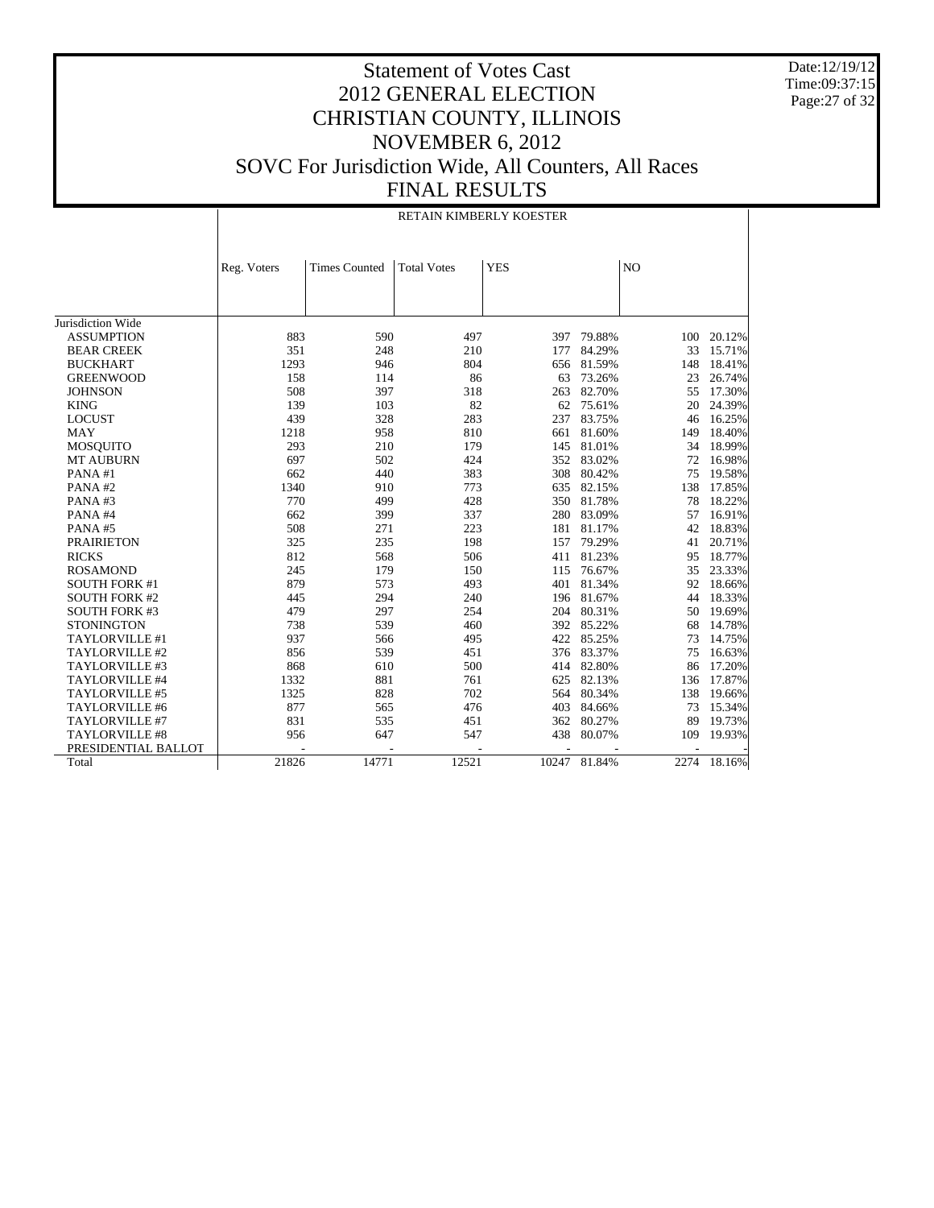# Statement of Votes Cast
# 2012 GENERAL ELECTION
# CHRISTIAN COUNTY, ILLINOIS
# NOVEMBER 6, 2012
# SOVC For Jurisdiction Wide, All Counters, All Races
# FINAL RESULTS

Date:12/19/12
Time:09:37:15

RETAIN KIMBERLY KOESTER

| | Reg. Voters | Times Counted | Total Votes | YES | | NO | |
|---|---|---|---|---|---|---|---|
| Jurisdiction Wide | | | | | | | |
| ASSUMPTION | 883 | 590 | 497 | 397 | 79.88% | 100 | 20.12% |
| BEAR CREEK | 351 | 248 | 210 | 177 | 84.29% | 33 | 15.71% |
| BUCKHART | 1293 | 946 | 804 | 656 | 81.59% | 148 | 18.41% |
| GREENWOOD | 158 | 114 | 86 | 63 | 73.26% | 23 | 26.74% |
| JOHNSON | 508 | 397 | 318 | 263 | 82.70% | 55 | 17.30% |
| KING | 139 | 103 | 82 | 62 | 75.61% | 20 | 24.39% |
| LOCUST | 439 | 328 | 283 | 237 | 83.75% | 46 | 16.25% |
| MAY | 1218 | 958 | 810 | 661 | 81.60% | 149 | 18.40% |
| MOSQUITO | 293 | 210 | 179 | 145 | 81.01% | 34 | 18.99% |
| MT AUBURN | 697 | 502 | 424 | 352 | 83.02% | 72 | 16.98% |
| PANA #1 | 662 | 440 | 383 | 308 | 80.42% | 75 | 19.58% |
| PANA #2 | 1340 | 910 | 773 | 635 | 82.15% | 138 | 17.85% |
| PANA #3 | 770 | 499 | 428 | 350 | 81.78% | 78 | 18.22% |
| PANA #4 | 662 | 399 | 337 | 280 | 83.09% | 57 | 16.91% |
| PANA #5 | 508 | 271 | 223 | 181 | 81.17% | 42 | 18.83% |
| PRAIRIETON | 325 | 235 | 198 | 157 | 79.29% | 41 | 20.71% |
| RICKS | 812 | 568 | 506 | 411 | 81.23% | 95 | 18.77% |
| ROSAMOND | 245 | 179 | 150 | 115 | 76.67% | 35 | 23.33% |
| SOUTH FORK #1 | 879 | 573 | 493 | 401 | 81.34% | 92 | 18.66% |
| SOUTH FORK #2 | 445 | 294 | 240 | 196 | 81.67% | 44 | 18.33% |
| SOUTH FORK #3 | 479 | 297 | 254 | 204 | 80.31% | 50 | 19.69% |
| STONINGTON | 738 | 539 | 460 | 392 | 85.22% | 68 | 14.78% |
| TAYLORVILLE #1 | 937 | 566 | 495 | 422 | 85.25% | 73 | 14.75% |
| TAYLORVILLE #2 | 856 | 539 | 451 | 376 | 83.37% | 75 | 16.63% |
| TAYLORVILLE #3 | 868 | 610 | 500 | 414 | 82.80% | 86 | 17.20% |
| TAYLORVILLE #4 | 1332 | 881 | 761 | 625 | 82.13% | 136 | 17.87% |
| TAYLORVILLE #5 | 1325 | 828 | 702 | 564 | 80.34% | 138 | 19.66% |
| TAYLORVILLE #6 | 877 | 565 | 476 | 403 | 84.66% | 73 | 15.34% |
| TAYLORVILLE #7 | 831 | 535 | 451 | 362 | 80.27% | 89 | 19.73% |
| TAYLORVILLE #8 | 956 | 647 | 547 | 438 | 80.07% | 109 | 19.93% |
| PRESIDENTIAL BALLOT | - | - | - | - | - | - | - |
| Total | 21826 | 14771 | 12521 | 10247 | 81.84% | 2274 | 18.16% |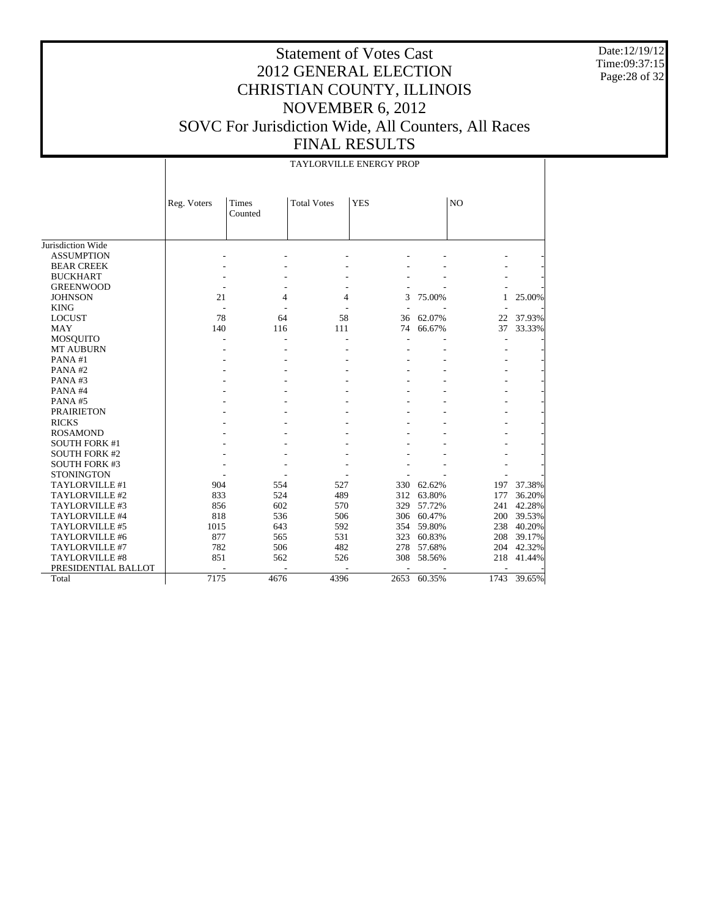# Statement of Votes Cast
# 2012 GENERAL ELECTION
# CHRISTIAN COUNTY, ILLINOIS
# NOVEMBER 6, 2012
# SOVC For Jurisdiction Wide, All Counters, All Races
# FINAL RESULTS

Date:12/19/12
Time:09:37:15

| | TAYLORVILLE ENERGY PROP | | | | | | |
|---|---|---|---|---|---|---|---|
| | Reg. Voters | Times Counted | Total Votes | YES | | NO | |
| Jurisdiction Wide | | | | | | | |
| ASSUMPTION | - | - | - | - | - | - | - |
| BEAR CREEK | - | - | - | - | - | - | - |
| BUCKHART | - | - | - | - | - | - | - |
| GREENWOOD | - | - | - | - | - | - | - |
| JOHNSON | 21 | 4 | 4 | 3 | 75.00% | 1 | 25.00% |
| KING | - | - | - | - | - | - | - |
| LOCUST | 78 | 64 | 58 | 36 | 62.07% | 22 | 37.93% |
| MAY | 140 | 116 | 111 | 74 | 66.67% | 37 | 33.33% |
| MOSQUITO | - | - | - | - | - | - | - |
| MT AUBURN | - | - | - | - | - | - | - |
| PANA #1 | - | - | - | - | - | - | - |
| PANA #2 | - | - | - | - | - | - | - |
| PANA #3 | - | - | - | - | - | - | - |
| PANA #4 | - | - | - | - | - | - | - |
| PANA #5 | - | - | - | - | - | - | - |
| PRAIRIETON | - | - | - | - | - | - | - |
| RICKS | - | - | - | - | - | - | - |
| ROSAMOND | - | - | - | - | - | - | - |
| SOUTH FORK #1 | - | - | - | - | - | - | - |
| SOUTH FORK #2 | - | - | - | - | - | - | - |
| SOUTH FORK #3 | - | - | - | - | - | - | - |
| STONINGTON | - | - | - | - | - | - | - |
| TAYLORVILLE #1 | 904 | 554 | 527 | 330 | 62.62% | 197 | 37.38% |
| TAYLORVILLE #2 | 833 | 524 | 489 | 312 | 63.80% | 177 | 36.20% |
| TAYLORVILLE #3 | 856 | 602 | 570 | 329 | 57.72% | 241 | 42.28% |
| TAYLORVILLE #4 | 818 | 536 | 506 | 306 | 60.47% | 200 | 39.53% |
| TAYLORVILLE #5 | 1015 | 643 | 592 | 354 | 59.80% | 238 | 40.20% |
| TAYLORVILLE #6 | 877 | 565 | 531 | 323 | 60.83% | 208 | 39.17% |
| TAYLORVILLE #7 | 782 | 506 | 482 | 278 | 57.68% | 204 | 42.32% |
| TAYLORVILLE #8 | 851 | 562 | 526 | 308 | 58.56% | 218 | 41.44% |
| PRESIDENTIAL BALLOT | - | - | - | - | - | - | - |
| Total | 7175 | 4676 | 4396 | 2653 | 60.35% | 1743 | 39.65% |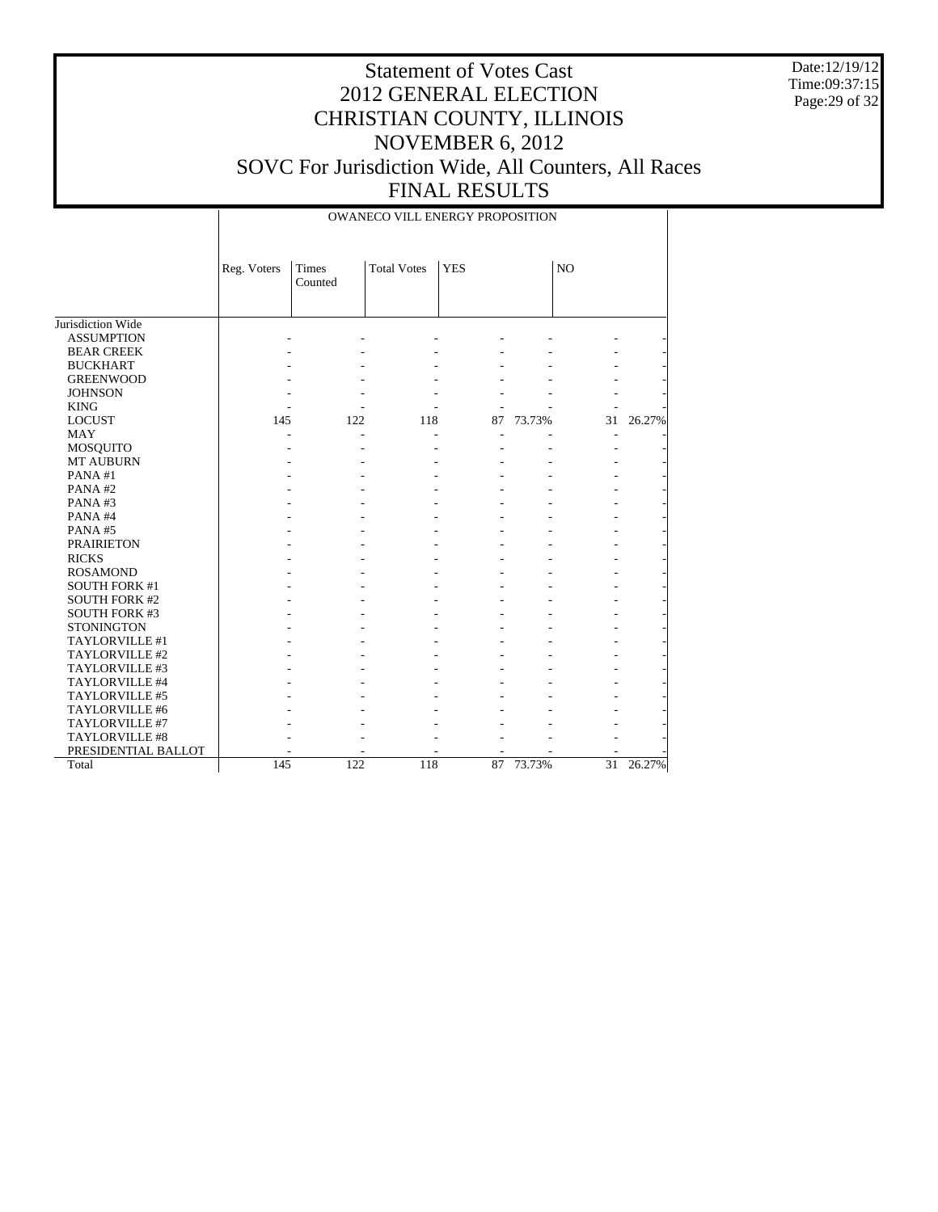# Statement of Votes Cast
# 2012 GENERAL ELECTION
# CHRISTIAN COUNTY, ILLINOIS
# NOVEMBER 6, 2012
# SOVC For Jurisdiction Wide, All Counters, All Races
# FINAL RESULTS

Date:12/19/12
Time:09:37:15

| | OWANECO VILL ENERGY PROPOSITION | | | | | | |
|---|---|---|---|---|---|---|---|
| | Reg. Voters | Times Counted | Total Votes | YES | | NO | |
| Jurisdiction Wide | | | | | | | |
| ASSUMPTION | - | - | - | - | - | - | - |
| BEAR CREEK | - | - | - | - | - | - | - |
| BUCKHART | - | - | - | - | - | - | - |
| GREENWOOD | - | - | - | - | - | - | - |
| JOHNSON | - | - | - | - | - | - | - |
| KING | - | - | - | - | - | - | - |
| LOCUST | 145 | 122 | 118 | 87 | 73.73% | 31 | 26.27% |
| MAY | - | - | - | - | - | - | - |
| MOSQUITO | - | - | - | - | - | - | - |
| MT AUBURN | - | - | - | - | - | - | - |
| PANA #1 | - | - | - | - | - | - | - |
| PANA #2 | - | - | - | - | - | - | - |
| PANA #3 | - | - | - | - | - | - | - |
| PANA #4 | - | - | - | - | - | - | - |
| PANA #5 | - | - | - | - | - | - | - |
| PRAIRIETON | - | - | - | - | - | - | - |
| RICKS | - | - | - | - | - | - | - |
| ROSAMOND | - | - | - | - | - | - | - |
| SOUTH FORK #1 | - | - | - | - | - | - | - |
| SOUTH FORK #2 | - | - | - | - | - | - | - |
| SOUTH FORK #3 | - | - | - | - | - | - | - |
| STONINGTON | - | - | - | - | - | - | - |
| TAYLORVILLE #1 | - | - | - | - | - | - | - |
| TAYLORVILLE #2 | - | - | - | - | - | - | - |
| TAYLORVILLE #3 | - | - | - | - | - | - | - |
| TAYLORVILLE #4 | - | - | - | - | - | - | - |
| TAYLORVILLE #5 | - | - | - | - | - | - | - |
| TAYLORVILLE #6 | - | - | - | - | - | - | - |
| TAYLORVILLE #7 | - | - | - | - | - | - | - |
| TAYLORVILLE #8 | - | - | - | - | - | - | - |
| PRESIDENTIAL BALLOT | - | - | - | - | - | - | - |
| Total | 145 | 122 | 118 | 87 | 73.73% | 31 | 26.27% |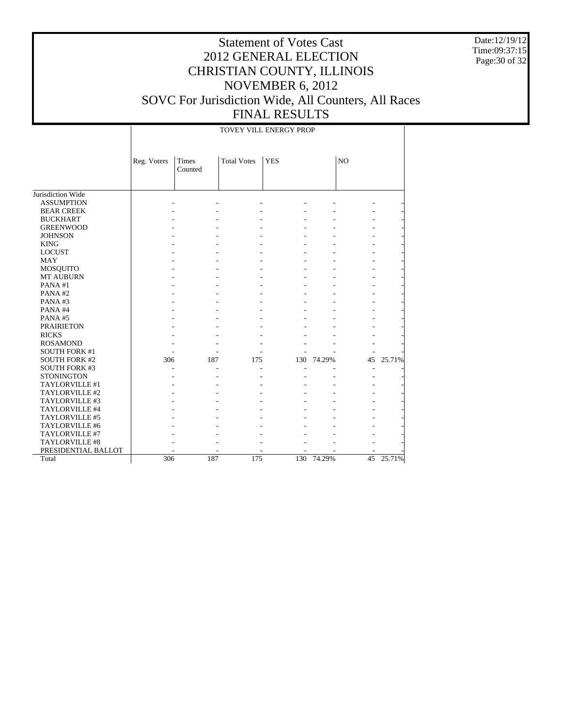# Statement of Votes Cast
# 2012 GENERAL ELECTION
# CHRISTIAN COUNTY, ILLINOIS
# NOVEMBER 6, 2012
# SOVC For Jurisdiction Wide, All Counters, All Races
# FINAL RESULTS

Date:12/19/12
Time:09:37:15

| | TOVEY VILL ENERGY PROP | | | | | | |
|---|---|---|---|---|---|---|---|
| | Reg. Voters | Times Counted | Total Votes | YES | | NO | |
| Jurisdiction Wide | | | | | | | |
| ASSUMPTION | - | - | - | - | - | - | - |
| BEAR CREEK | - | - | - | - | - | - | - |
| BUCKHART | - | - | - | - | - | - | - |
| GREENWOOD | - | - | - | - | - | - | - |
| JOHNSON | - | - | - | - | - | - | - |
| KING | - | - | - | - | - | - | - |
| LOCUST | - | - | - | - | - | - | - |
| MAY | - | - | - | - | - | - | - |
| MOSQUITO | - | - | - | - | - | - | - |
| MT AUBURN | - | - | - | - | - | - | - |
| PANA #1 | - | - | - | - | - | - | - |
| PANA #2 | - | - | - | - | - | - | - |
| PANA #3 | - | - | - | - | - | - | - |
| PANA #4 | - | - | - | - | - | - | - |
| PANA #5 | - | - | - | - | - | - | - |
| PRAIRIETON | - | - | - | - | - | - | - |
| RICKS | - | - | - | - | - | - | - |
| ROSAMOND | - | - | - | - | - | - | - |
| SOUTH FORK #1 | - | - | - | - | - | - | - |
| SOUTH FORK #2 | 306 | 187 | 175 | 130 | 74.29% | 45 | 25.71% |
| SOUTH FORK #3 | - | - | - | - | - | - | - |
| STONINGTON | - | - | - | - | - | - | - |
| TAYLORVILLE #1 | - | - | - | - | - | - | - |
| TAYLORVILLE #2 | - | - | - | - | - | - | - |
| TAYLORVILLE #3 | - | - | - | - | - | - | - |
| TAYLORVILLE #4 | - | - | - | - | - | - | - |
| TAYLORVILLE #5 | - | - | - | - | - | - | - |
| TAYLORVILLE #6 | - | - | - | - | - | - | - |
| TAYLORVILLE #7 | - | - | - | - | - | - | - |
| TAYLORVILLE #8 | - | - | - | - | - | - | - |
| PRESIDENTIAL BALLOT | - | - | - | - | - | - | - |
| Total | 306 | 187 | 175 | 130 | 74.29% | 45 | 25.71% |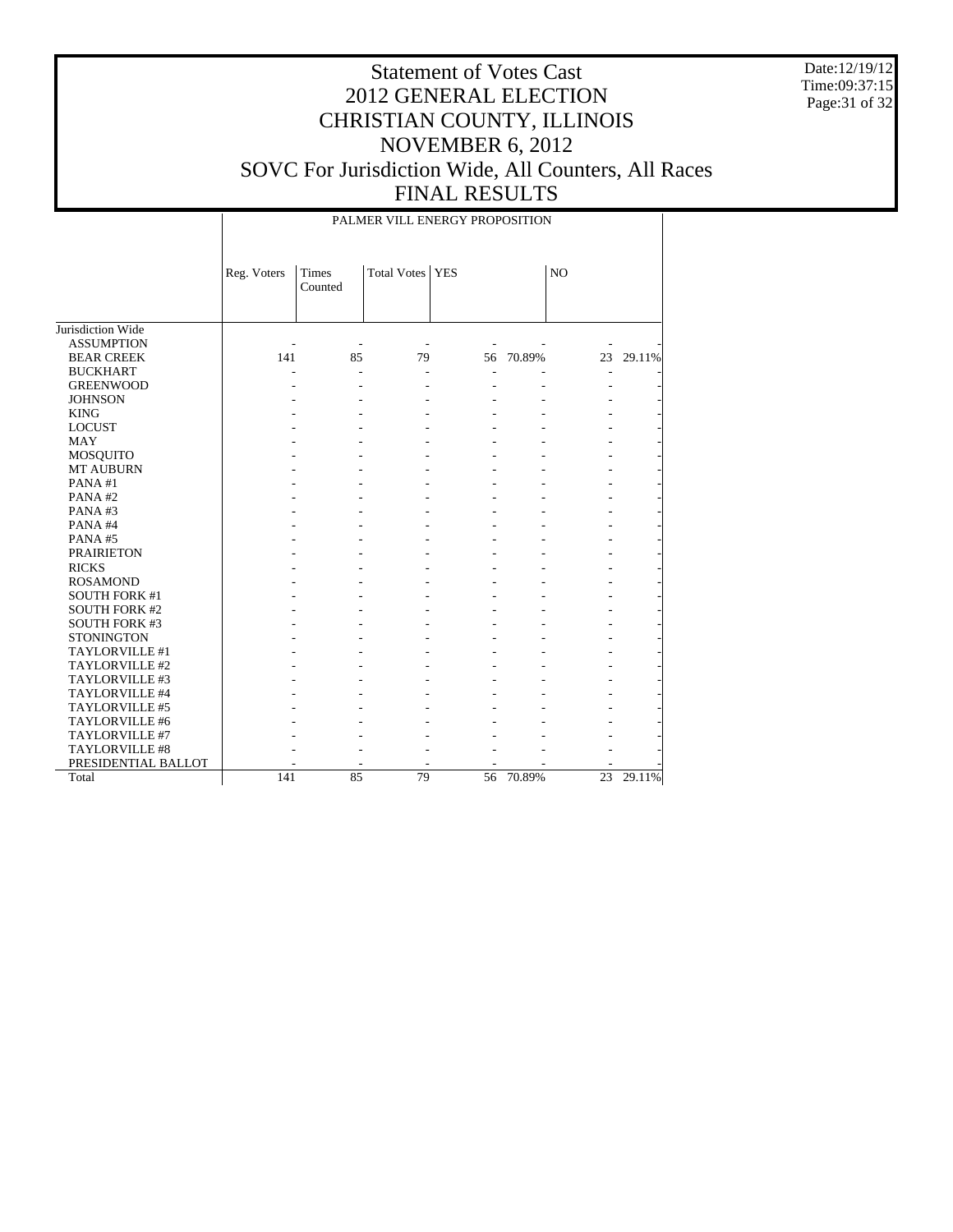# Statement of Votes Cast
# 2012 GENERAL ELECTION
# CHRISTIAN COUNTY, ILLINOIS
# NOVEMBER 6, 2012
# SOVC For Jurisdiction Wide, All Counters, All Races
# FINAL RESULTS

Date:12/19/12
Time:09:37:15

| | PALMER VILL ENERGY PROPOSITION | | | | | | |
|---|---|---|---|---|---|---|---|
| | Reg. Voters | Times Counted | Total Votes | YES | | NO | |
| Jurisdiction Wide | | | | | | | |
| ASSUMPTION | - | - | - | - | - | - | - |
| BEAR CREEK | 141 | 85 | 79 | 56 | 70.89% | 23 | 29.11% |
| BUCKHART | - | - | - | - | - | - | - |
| GREENWOOD | - | - | - | - | - | - | - |
| JOHNSON | - | - | - | - | - | - | - |
| KING | - | - | - | - | - | - | - |
| LOCUST | - | - | - | - | - | - | - |
| MAY | - | - | - | - | - | - | - |
| MOSQUITO | - | - | - | - | - | - | - |
| MT AUBURN | - | - | - | - | - | - | - |
| PANA #1 | - | - | - | - | - | - | - |
| PANA #2 | - | - | - | - | - | - | - |
| PANA #3 | - | - | - | - | - | - | - |
| PANA #4 | - | - | - | - | - | - | - |
| PANA #5 | - | - | - | - | - | - | - |
| PRAIRIETON | - | - | - | - | - | - | - |
| RICKS | - | - | - | - | - | - | - |
| ROSAMOND | - | - | - | - | - | - | - |
| SOUTH FORK #1 | - | - | - | - | - | - | - |
| SOUTH FORK #2 | - | - | - | - | - | - | - |
| SOUTH FORK #3 | - | - | - | - | - | - | - |
| STONINGTON | - | - | - | - | - | - | - |
| TAYLORVILLE #1 | - | - | - | - | - | - | - |
| TAYLORVILLE #2 | - | - | - | - | - | - | - |
| TAYLORVILLE #3 | - | - | - | - | - | - | - |
| TAYLORVILLE #4 | - | - | - | - | - | - | - |
| TAYLORVILLE #5 | - | - | - | - | - | - | - |
| TAYLORVILLE #6 | - | - | - | - | - | - | - |
| TAYLORVILLE #7 | - | - | - | - | - | - | - |
| TAYLORVILLE #8 | - | - | - | - | - | - | - |
| PRESIDENTIAL BALLOT | - | - | - | - | - | - | - |
| Total | 141 | 85 | 79 | 56 | 70.89% | 23 | 29.11% |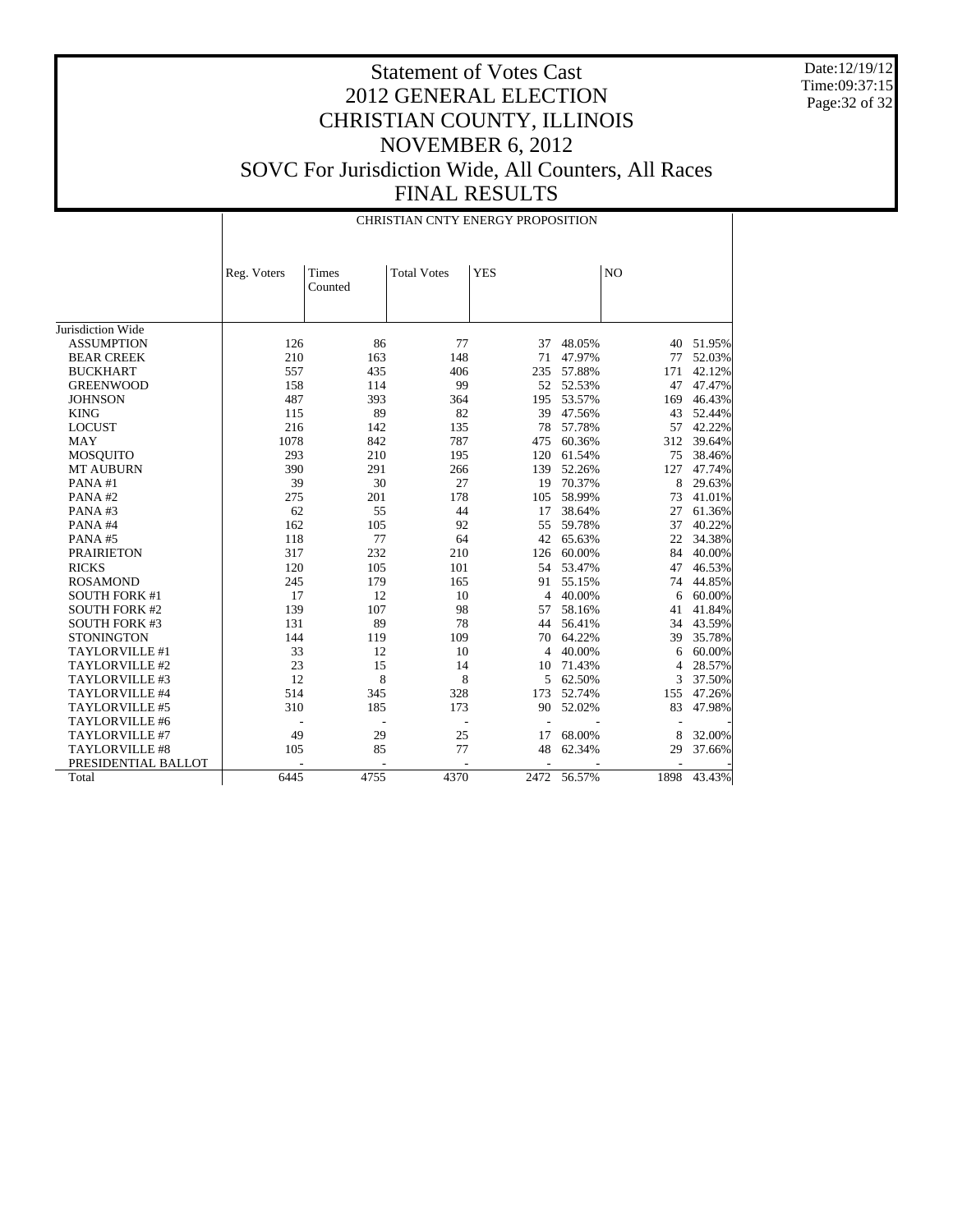# Statement of Votes Cast
# 2012 GENERAL ELECTION
# CHRISTIAN COUNTY, ILLINOIS
# NOVEMBER 6, 2012
# SOVC For Jurisdiction Wide, All Counters, All Races
# FINAL RESULTS

Date:12/19/12
Time:09:37:15

CHRISTIAN CNTY ENERGY PROPOSITION

| | Reg. Voters | Times Counted | Total Votes | YES | | NO | |
|---|---|---|---|---|---|---|---|
| Jurisdiction Wide | | | | | | | |
| ASSUMPTION | 126 | 86 | 77 | 37 | 48.05% | 40 | 51.95% |
| BEAR CREEK | 210 | 163 | 148 | 71 | 47.97% | 77 | 52.03% |
| BUCKHART | 557 | 435 | 406 | 235 | 57.88% | 171 | 42.12% |
| GREENWOOD | 158 | 114 | 99 | 52 | 52.53% | 47 | 47.47% |
| JOHNSON | 487 | 393 | 364 | 195 | 53.57% | 169 | 46.43% |
| KING | 115 | 89 | 82 | 39 | 47.56% | 43 | 52.44% |
| LOCUST | 216 | 142 | 135 | 78 | 57.78% | 57 | 42.22% |
| MAY | 1078 | 842 | 787 | 475 | 60.36% | 312 | 39.64% |
| MOSQUITO | 293 | 210 | 195 | 120 | 61.54% | 75 | 38.46% |
| MT AUBURN | 390 | 291 | 266 | 139 | 52.26% | 127 | 47.74% |
| PANA #1 | 39 | 30 | 27 | 19 | 70.37% | 8 | 29.63% |
| PANA #2 | 275 | 201 | 178 | 105 | 58.99% | 73 | 41.01% |
| PANA #3 | 62 | 55 | 44 | 17 | 38.64% | 27 | 61.36% |
| PANA #4 | 162 | 105 | 92 | 55 | 59.78% | 37 | 40.22% |
| PANA #5 | 118 | 77 | 64 | 42 | 65.63% | 22 | 34.38% |
| PRAIRIETON | 317 | 232 | 210 | 126 | 60.00% | 84 | 40.00% |
| RICKS | 120 | 105 | 101 | 54 | 53.47% | 47 | 46.53% |
| ROSAMOND | 245 | 179 | 165 | 91 | 55.15% | 74 | 44.85% |
| SOUTH FORK #1 | 17 | 12 | 10 | 4 | 40.00% | 6 | 60.00% |
| SOUTH FORK #2 | 139 | 107 | 98 | 57 | 58.16% | 41 | 41.84% |
| SOUTH FORK #3 | 131 | 89 | 78 | 44 | 56.41% | 34 | 43.59% |
| STONINGTON | 144 | 119 | 109 | 70 | 64.22% | 39 | 35.78% |
| TAYLORVILLE #1 | 33 | 12 | 10 | 4 | 40.00% | 6 | 60.00% |
| TAYLORVILLE #2 | 23 | 15 | 14 | 10 | 71.43% | 4 | 28.57% |
| TAYLORVILLE #3 | 12 | 8 | 8 | 5 | 62.50% | 3 | 37.50% |
| TAYLORVILLE #4 | 514 | 345 | 328 | 173 | 52.74% | 155 | 47.26% |
| TAYLORVILLE #5 | 310 | 185 | 173 | 90 | 52.02% | 83 | 47.98% |
| TAYLORVILLE #6 | - | - | - | - | - | - | - |
| TAYLORVILLE #7 | 49 | 29 | 25 | 17 | 68.00% | 8 | 32.00% |
| TAYLORVILLE #8 | 105 | 85 | 77 | 48 | 62.34% | 29 | 37.66% |
| PRESIDENTIAL BALLOT | - | - | - | - | - | - | - |
| Total | 6445 | 4755 | 4370 | 2472 | 56.57% | 1898 | 43.43% |